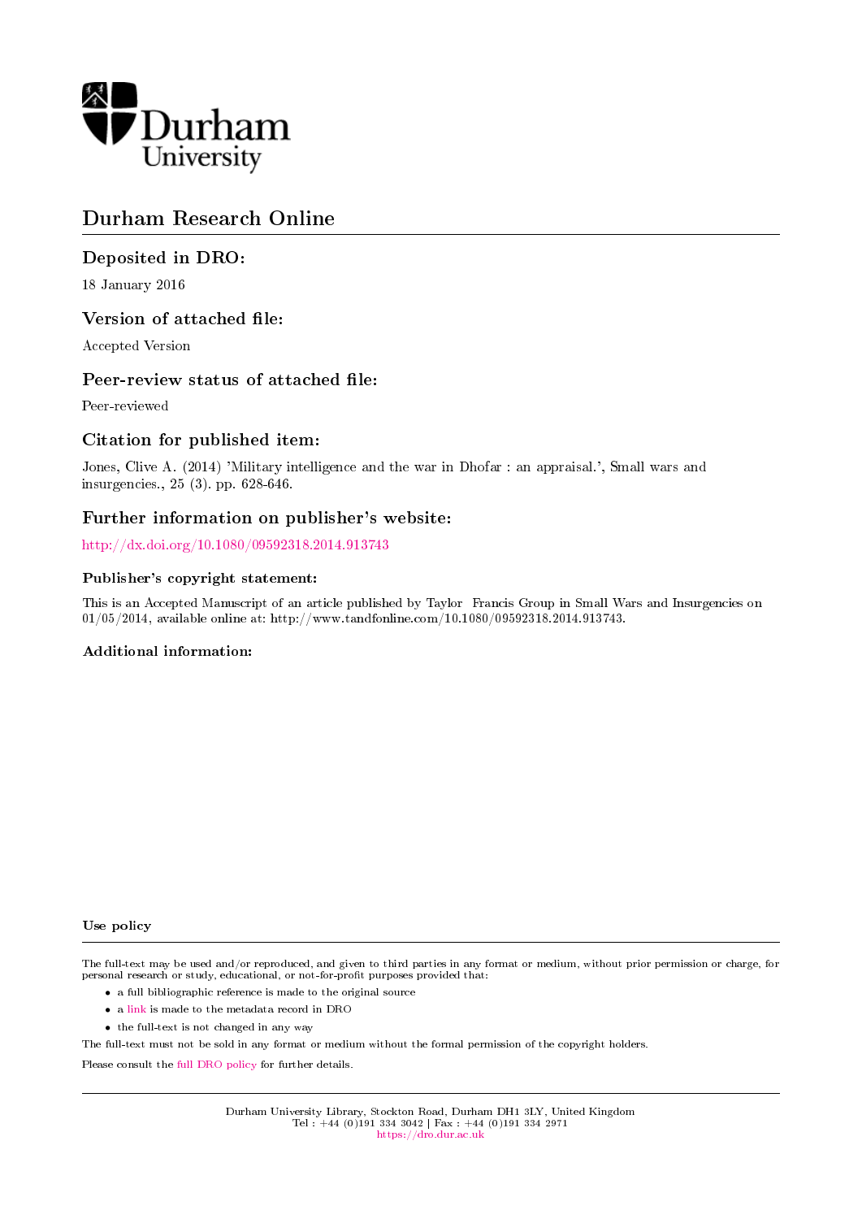Durham University

# Durham Research Online

## Deposited in DRO:

18 January 2016

## Version of attached file:

Accepted Version

## Peer-review status of attached file:

Peer-reviewed

## Citation for published item:

Jones, Clive A. (2014) 'Military intelligence and the war in Dhofar : an appraisal.', Small wars and insurgencies., 25 (3). pp. 628-646.

## Further information on publisher's website:

http://dx.doi.org/10.1080/09592318.2014.913743

### Publisher's copyright statement:

This is an Accepted Manuscript of an article published by Taylor Francis Group in Small Wars and Insurgencies on 01/05/2014, available online at: http://www.tandfonline.com/10.1080/09592318.2014.913743.

### Additional information:

### Use policy

The full-text may be used and/or reproduced, and given to third parties in any format or medium, without prior permission or charge, for personal research or study, educational, or not-for-profit purposes provided that:

- a full bibliographic reference is made to the original source
- a link is made to the metadata record in DRO
- the full-text is not changed in any way

The full-text must not be sold in any format or medium without the formal permission of the copyright holders.

Please consult the full DRO policy for further details.

Durham University Library, Stockton Road, Durham DH1 3LY, United Kingdom
Tel : +44 (0)191 334 3042 | Fax : +44 (0)191 334 2971
https://dro.dur.ac.uk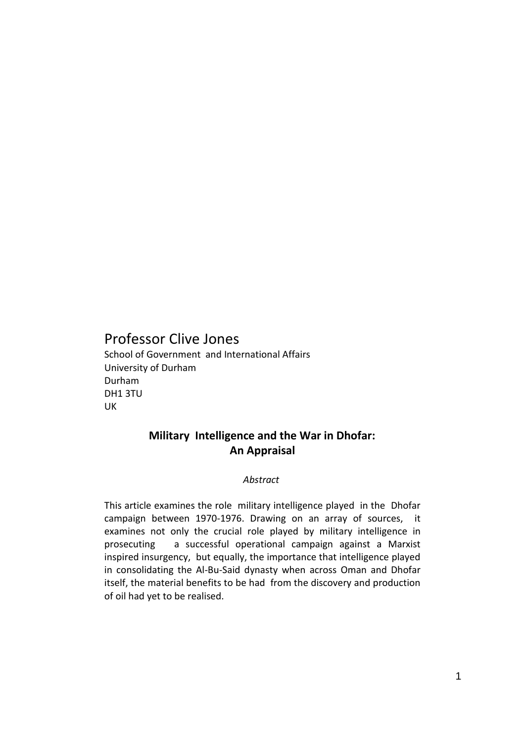Professor Clive Jones
School of Government and International Affairs
University of Durham
Durham
DH1 3TU
UK

# Military Intelligence and the War in Dhofar: An Appraisal

*Abstract*

This article examines the role military intelligence played in the Dhofar campaign between 1970-1976. Drawing on an array of sources, it examines not only the crucial role played by military intelligence in prosecuting a successful operational campaign against a Marxist inspired insurgency, but equally, the importance that intelligence played in consolidating the Al-Bu-Said dynasty when across Oman and Dhofar itself, the material benefits to be had from the discovery and production of oil had yet to be realised.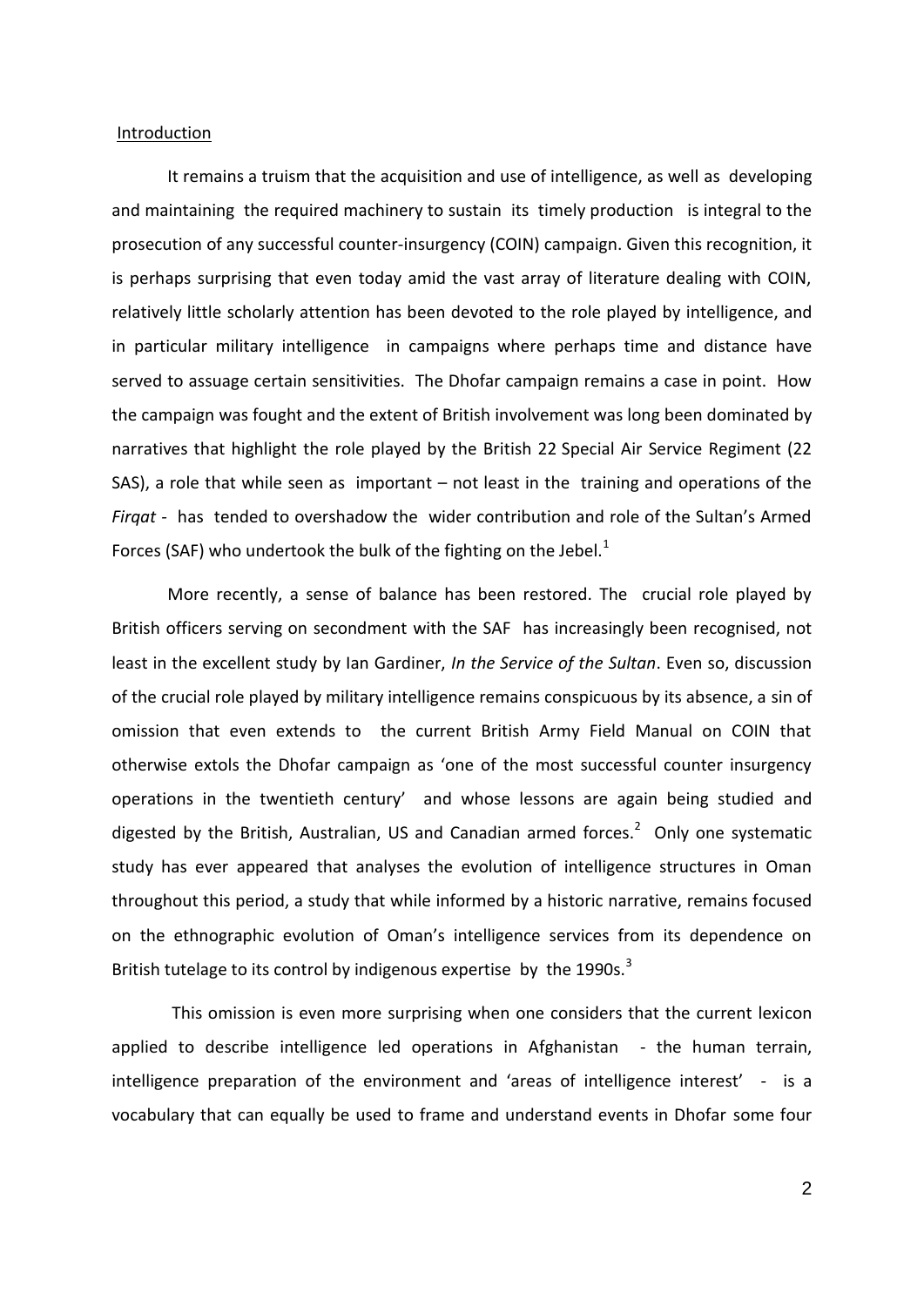Introduction

It remains a truism that the acquisition and use of intelligence, as well as developing and maintaining the required machinery to sustain its timely production is integral to the prosecution of any successful counter-insurgency (COIN) campaign. Given this recognition, it is perhaps surprising that even today amid the vast array of literature dealing with COIN, relatively little scholarly attention has been devoted to the role played by intelligence, and in particular military intelligence in campaigns where perhaps time and distance have served to assuage certain sensitivities. The Dhofar campaign remains a case in point. How the campaign was fought and the extent of British involvement was long been dominated by narratives that highlight the role played by the British 22 Special Air Service Regiment (22 SAS), a role that while seen as important – not least in the training and operations of the *Firqat* - has tended to overshadow the wider contribution and role of the Sultan's Armed Forces (SAF) who undertook the bulk of the fighting on the Jebel.[1]

More recently, a sense of balance has been restored. The crucial role played by British officers serving on secondment with the SAF has increasingly been recognised, not least in the excellent study by Ian Gardiner, *In the Service of the Sultan*. Even so, discussion of the crucial role played by military intelligence remains conspicuous by its absence, a sin of omission that even extends to the current British Army Field Manual on COIN that otherwise extols the Dhofar campaign as 'one of the most successful counter insurgency operations in the twentieth century' and whose lessons are again being studied and digested by the British, Australian, US and Canadian armed forces.[2] Only one systematic study has ever appeared that analyses the evolution of intelligence structures in Oman throughout this period, a study that while informed by a historic narrative, remains focused on the ethnographic evolution of Oman's intelligence services from its dependence on British tutelage to its control by indigenous expertise by the 1990s.[3]

This omission is even more surprising when one considers that the current lexicon applied to describe intelligence led operations in Afghanistan - the human terrain, intelligence preparation of the environment and 'areas of intelligence interest' - is a vocabulary that can equally be used to frame and understand events in Dhofar some four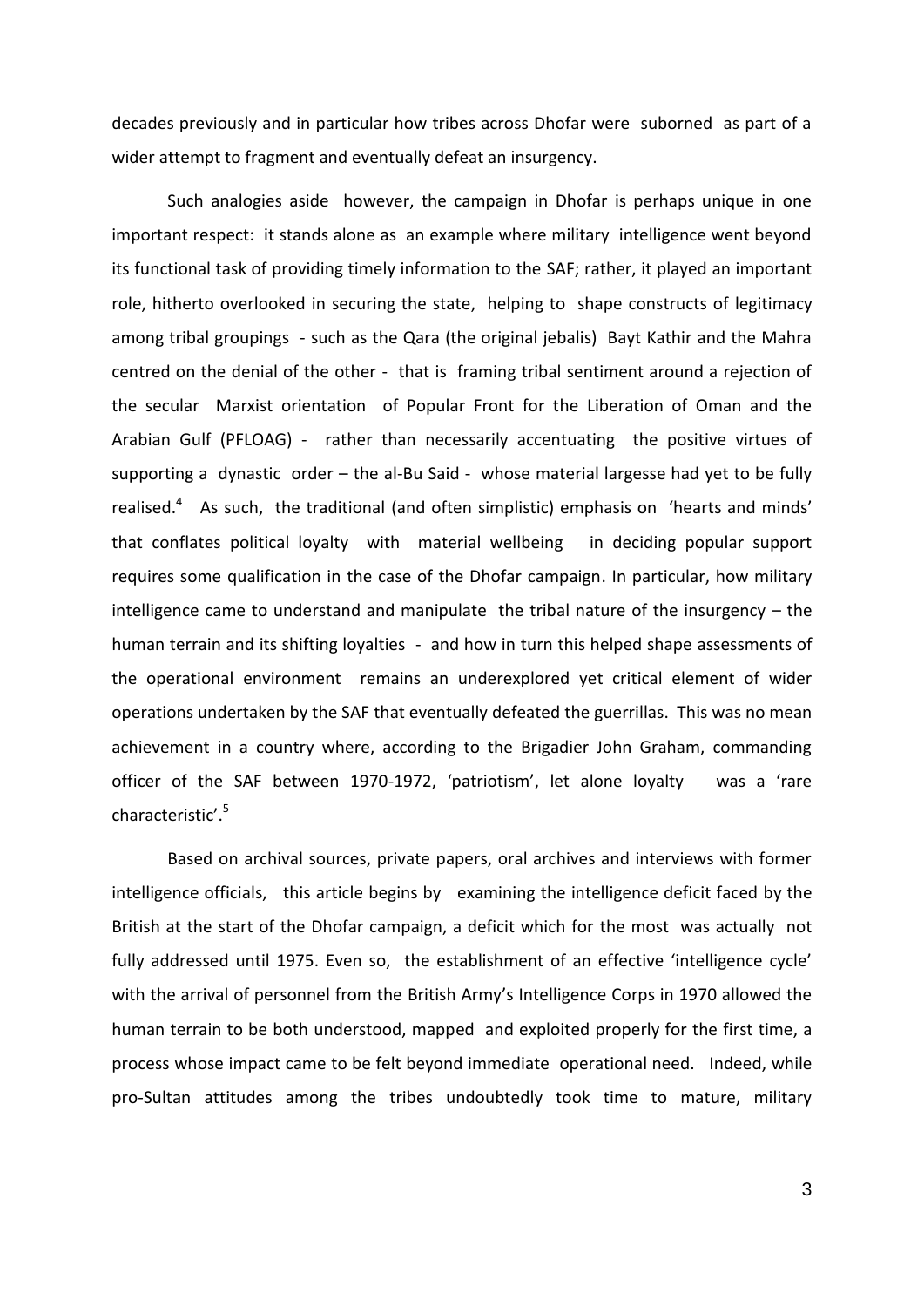decades previously and in particular how tribes across Dhofar were suborned as part of a wider attempt to fragment and eventually defeat an insurgency.

Such analogies aside however, the campaign in Dhofar is perhaps unique in one important respect: it stands alone as an example where military intelligence went beyond its functional task of providing timely information to the SAF; rather, it played an important role, hitherto overlooked in securing the state, helping to shape constructs of legitimacy among tribal groupings - such as the Qara (the original jebalis) Bayt Kathir and the Mahra centred on the denial of the other - that is framing tribal sentiment around a rejection of the secular Marxist orientation of Popular Front for the Liberation of Oman and the Arabian Gulf (PFLOAG) - rather than necessarily accentuating the positive virtues of supporting a dynastic order – the al-Bu Said - whose material largesse had yet to be fully realised.[4] As such, the traditional (and often simplistic) emphasis on 'hearts and minds' that conflates political loyalty with material wellbeing in deciding popular support requires some qualification in the case of the Dhofar campaign. In particular, how military intelligence came to understand and manipulate the tribal nature of the insurgency – the human terrain and its shifting loyalties - and how in turn this helped shape assessments of the operational environment remains an underexplored yet critical element of wider operations undertaken by the SAF that eventually defeated the guerrillas. This was no mean achievement in a country where, according to the Brigadier John Graham, commanding officer of the SAF between 1970-1972, 'patriotism', let alone loyalty was a 'rare characteristic'.[5]

Based on archival sources, private papers, oral archives and interviews with former intelligence officials, this article begins by examining the intelligence deficit faced by the British at the start of the Dhofar campaign, a deficit which for the most was actually not fully addressed until 1975. Even so, the establishment of an effective 'intelligence cycle' with the arrival of personnel from the British Army's Intelligence Corps in 1970 allowed the human terrain to be both understood, mapped and exploited properly for the first time, a process whose impact came to be felt beyond immediate operational need. Indeed, while pro-Sultan attitudes among the tribes undoubtedly took time to mature, military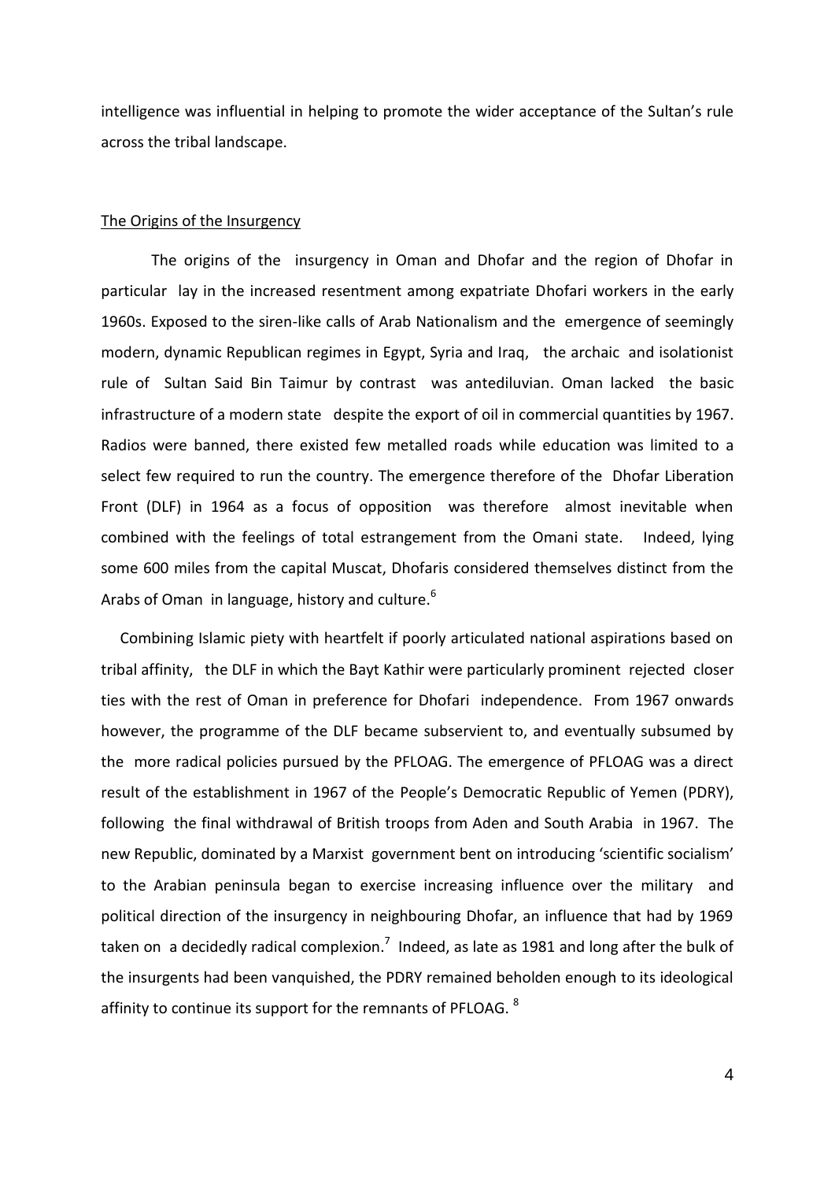intelligence was influential in helping to promote the wider acceptance of the Sultan's rule across the tribal landscape.

## The Origins of the Insurgency

The origins of the insurgency in Oman and Dhofar and the region of Dhofar in particular lay in the increased resentment among expatriate Dhofari workers in the early 1960s. Exposed to the siren-like calls of Arab Nationalism and the emergence of seemingly modern, dynamic Republican regimes in Egypt, Syria and Iraq, the archaic and isolationist rule of Sultan Said Bin Taimur by contrast was antediluvian. Oman lacked the basic infrastructure of a modern state despite the export of oil in commercial quantities by 1967. Radios were banned, there existed few metalled roads while education was limited to a select few required to run the country. The emergence therefore of the Dhofar Liberation Front (DLF) in 1964 as a focus of opposition was therefore almost inevitable when combined with the feelings of total estrangement from the Omani state. Indeed, lying some 600 miles from the capital Muscat, Dhofaris considered themselves distinct from the Arabs of Oman in language, history and culture.[6]

Combining Islamic piety with heartfelt if poorly articulated national aspirations based on tribal affinity, the DLF in which the Bayt Kathir were particularly prominent rejected closer ties with the rest of Oman in preference for Dhofari independence. From 1967 onwards however, the programme of the DLF became subservient to, and eventually subsumed by the more radical policies pursued by the PFLOAG. The emergence of PFLOAG was a direct result of the establishment in 1967 of the People's Democratic Republic of Yemen (PDRY), following the final withdrawal of British troops from Aden and South Arabia in 1967. The new Republic, dominated by a Marxist government bent on introducing 'scientific socialism' to the Arabian peninsula began to exercise increasing influence over the military and political direction of the insurgency in neighbouring Dhofar, an influence that had by 1969 taken on a decidedly radical complexion.[7] Indeed, as late as 1981 and long after the bulk of the insurgents had been vanquished, the PDRY remained beholden enough to its ideological affinity to continue its support for the remnants of PFLOAG.[8]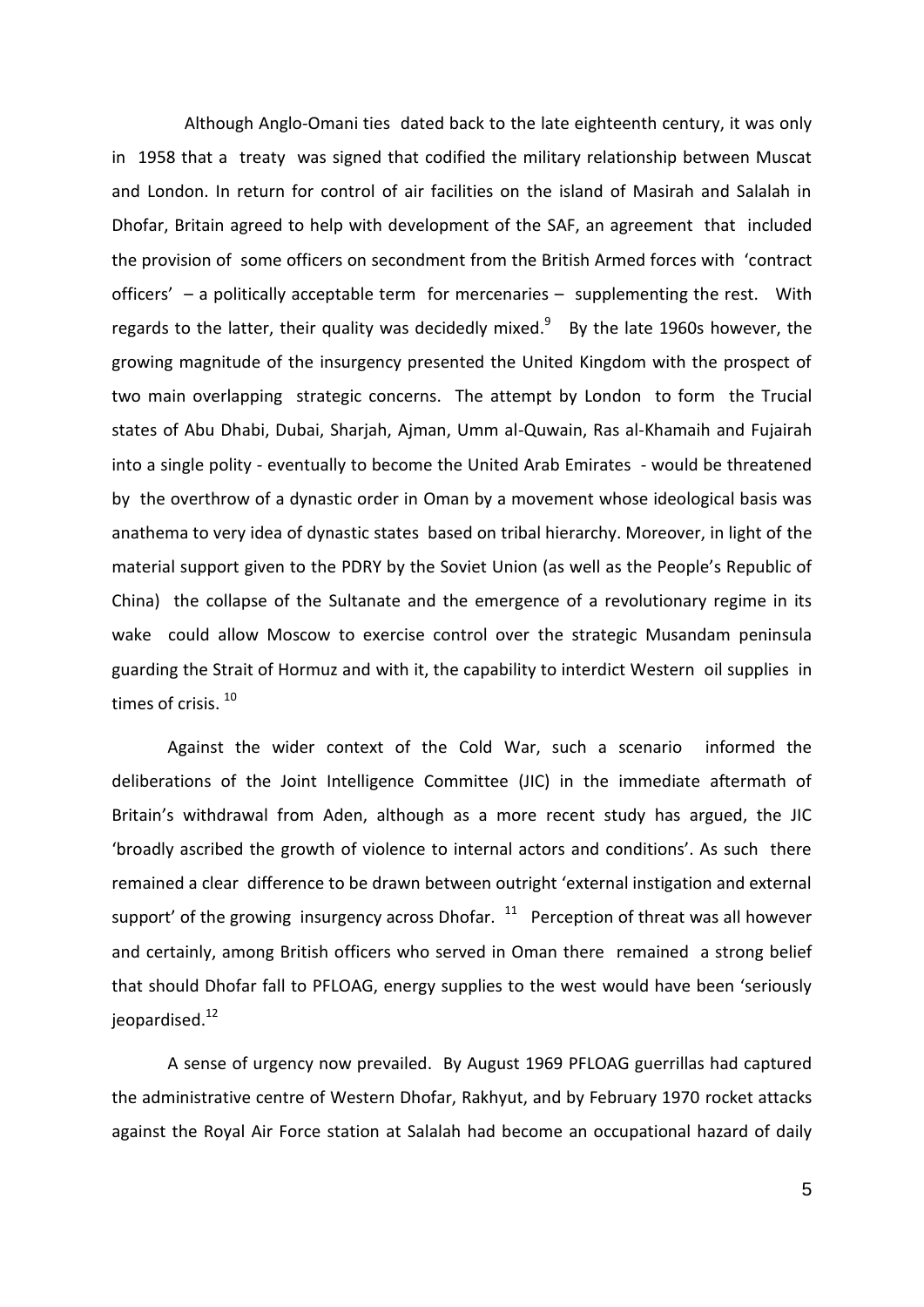Although Anglo-Omani ties dated back to the late eighteenth century, it was only in 1958 that a treaty was signed that codified the military relationship between Muscat and London. In return for control of air facilities on the island of Masirah and Salalah in Dhofar, Britain agreed to help with development of the SAF, an agreement that included the provision of some officers on secondment from the British Armed forces with 'contract officers' – a politically acceptable term for mercenaries – supplementing the rest. With regards to the latter, their quality was decidedly mixed.[9] By the late 1960s however, the growing magnitude of the insurgency presented the United Kingdom with the prospect of two main overlapping strategic concerns. The attempt by London to form the Trucial states of Abu Dhabi, Dubai, Sharjah, Ajman, Umm al-Quwain, Ras al-Khamaih and Fujairah into a single polity - eventually to become the United Arab Emirates - would be threatened by the overthrow of a dynastic order in Oman by a movement whose ideological basis was anathema to very idea of dynastic states based on tribal hierarchy. Moreover, in light of the material support given to the PDRY by the Soviet Union (as well as the People's Republic of China) the collapse of the Sultanate and the emergence of a revolutionary regime in its wake could allow Moscow to exercise control over the strategic Musandam peninsula guarding the Strait of Hormuz and with it, the capability to interdict Western oil supplies in times of crisis.[10]

Against the wider context of the Cold War, such a scenario informed the deliberations of the Joint Intelligence Committee (JIC) in the immediate aftermath of Britain's withdrawal from Aden, although as a more recent study has argued, the JIC 'broadly ascribed the growth of violence to internal actors and conditions'. As such there remained a clear difference to be drawn between outright 'external instigation and external support' of the growing insurgency across Dhofar.[11] Perception of threat was all however and certainly, among British officers who served in Oman there remained a strong belief that should Dhofar fall to PFLOAG, energy supplies to the west would have been 'seriously jeopardised.[12]

A sense of urgency now prevailed. By August 1969 PFLOAG guerrillas had captured the administrative centre of Western Dhofar, Rakhyut, and by February 1970 rocket attacks against the Royal Air Force station at Salalah had become an occupational hazard of daily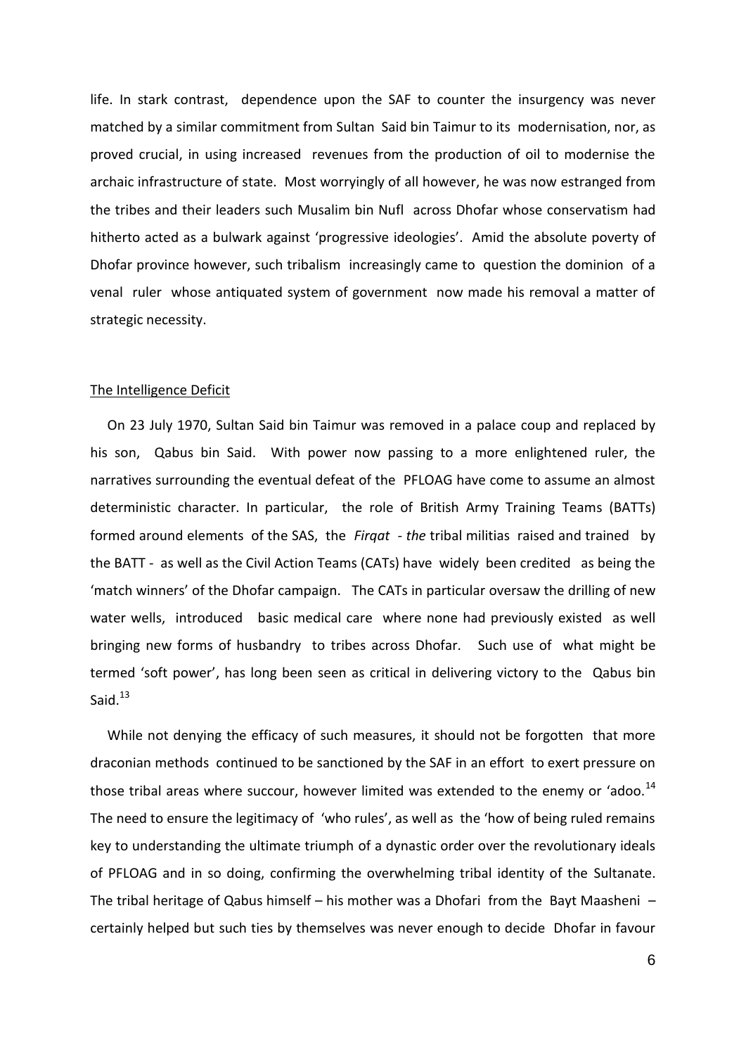life. In stark contrast, dependence upon the SAF to counter the insurgency was never matched by a similar commitment from Sultan Said bin Taimur to its modernisation, nor, as proved crucial, in using increased revenues from the production of oil to modernise the archaic infrastructure of state. Most worryingly of all however, he was now estranged from the tribes and their leaders such Musalim bin Nufl across Dhofar whose conservatism had hitherto acted as a bulwark against 'progressive ideologies'. Amid the absolute poverty of Dhofar province however, such tribalism increasingly came to question the dominion of a venal ruler whose antiquated system of government now made his removal a matter of strategic necessity.

## The Intelligence Deficit

On 23 July 1970, Sultan Said bin Taimur was removed in a palace coup and replaced by his son, Qabus bin Said. With power now passing to a more enlightened ruler, the narratives surrounding the eventual defeat of the PFLOAG have come to assume an almost deterministic character. In particular, the role of British Army Training Teams (BATTs) formed around elements of the SAS, the *Firqat - the* tribal militias raised and trained by the BATT - as well as the Civil Action Teams (CATs) have widely been credited as being the 'match winners' of the Dhofar campaign. The CATs in particular oversaw the drilling of new water wells, introduced basic medical care where none had previously existed as well bringing new forms of husbandry to tribes across Dhofar. Such use of what might be termed 'soft power', has long been seen as critical in delivering victory to the Qabus bin Said.[13]

While not denying the efficacy of such measures, it should not be forgotten that more draconian methods continued to be sanctioned by the SAF in an effort to exert pressure on those tribal areas where succour, however limited was extended to the enemy or 'adoo.[14] The need to ensure the legitimacy of 'who rules', as well as the 'how of being ruled remains key to understanding the ultimate triumph of a dynastic order over the revolutionary ideals of PFLOAG and in so doing, confirming the overwhelming tribal identity of the Sultanate. The tribal heritage of Qabus himself – his mother was a Dhofari from the Bayt Maasheni – certainly helped but such ties by themselves was never enough to decide Dhofar in favour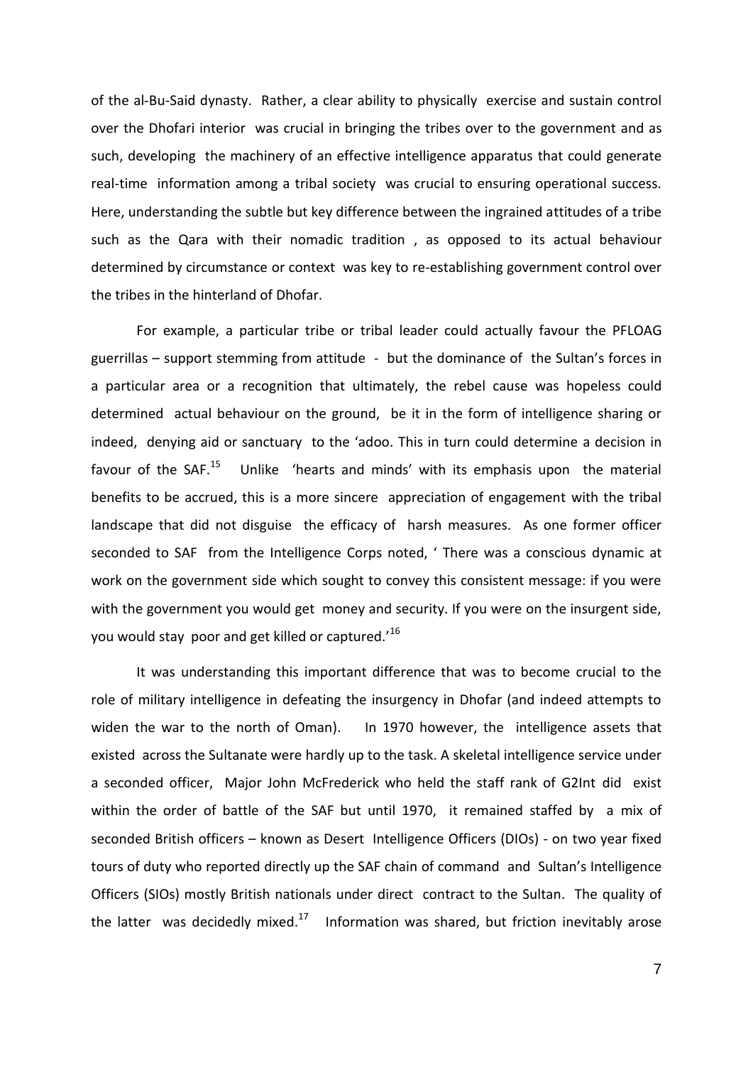of the al-Bu-Said dynasty. Rather, a clear ability to physically exercise and sustain control over the Dhofari interior was crucial in bringing the tribes over to the government and as such, developing the machinery of an effective intelligence apparatus that could generate real-time information among a tribal society was crucial to ensuring operational success. Here, understanding the subtle but key difference between the ingrained attitudes of a tribe such as the Qara with their nomadic tradition , as opposed to its actual behaviour determined by circumstance or context was key to re-establishing government control over the tribes in the hinterland of Dhofar.

For example, a particular tribe or tribal leader could actually favour the PFLOAG guerrillas – support stemming from attitude - but the dominance of the Sultan's forces in a particular area or a recognition that ultimately, the rebel cause was hopeless could determined actual behaviour on the ground, be it in the form of intelligence sharing or indeed, denying aid or sanctuary to the 'adoo. This in turn could determine a decision in favour of the SAF.[15] Unlike 'hearts and minds' with its emphasis upon the material benefits to be accrued, this is a more sincere appreciation of engagement with the tribal landscape that did not disguise the efficacy of harsh measures. As one former officer seconded to SAF from the Intelligence Corps noted, ' There was a conscious dynamic at work on the government side which sought to convey this consistent message: if you were with the government you would get money and security. If you were on the insurgent side, you would stay poor and get killed or captured.'[16]

It was understanding this important difference that was to become crucial to the role of military intelligence in defeating the insurgency in Dhofar (and indeed attempts to widen the war to the north of Oman). In 1970 however, the intelligence assets that existed across the Sultanate were hardly up to the task. A skeletal intelligence service under a seconded officer, Major John McFrederick who held the staff rank of G2Int did exist within the order of battle of the SAF but until 1970, it remained staffed by a mix of seconded British officers – known as Desert Intelligence Officers (DIOs) - on two year fixed tours of duty who reported directly up the SAF chain of command and Sultan's Intelligence Officers (SIOs) mostly British nationals under direct contract to the Sultan. The quality of the latter was decidedly mixed.[17] Information was shared, but friction inevitably arose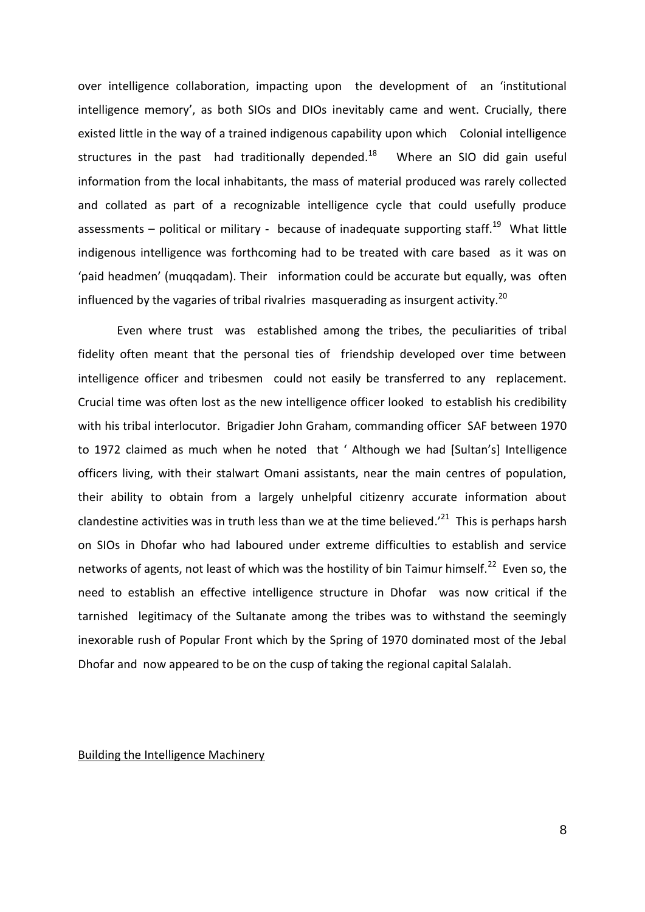over intelligence collaboration, impacting upon the development of an 'institutional intelligence memory', as both SIOs and DIOs inevitably came and went. Crucially, there existed little in the way of a trained indigenous capability upon which Colonial intelligence structures in the past had traditionally depended.[18] Where an SIO did gain useful information from the local inhabitants, the mass of material produced was rarely collected and collated as part of a recognizable intelligence cycle that could usefully produce assessments – political or military - because of inadequate supporting staff.[19] What little indigenous intelligence was forthcoming had to be treated with care based as it was on 'paid headmen' (muqqadam). Their information could be accurate but equally, was often influenced by the vagaries of tribal rivalries masquerading as insurgent activity.[20]

Even where trust was established among the tribes, the peculiarities of tribal fidelity often meant that the personal ties of friendship developed over time between intelligence officer and tribesmen could not easily be transferred to any replacement. Crucial time was often lost as the new intelligence officer looked to establish his credibility with his tribal interlocutor. Brigadier John Graham, commanding officer SAF between 1970 to 1972 claimed as much when he noted that ' Although we had [Sultan's] Intelligence officers living, with their stalwart Omani assistants, near the main centres of population, their ability to obtain from a largely unhelpful citizenry accurate information about clandestine activities was in truth less than we at the time believed.'[21] This is perhaps harsh on SIOs in Dhofar who had laboured under extreme difficulties to establish and service networks of agents, not least of which was the hostility of bin Taimur himself.[22] Even so, the need to establish an effective intelligence structure in Dhofar was now critical if the tarnished legitimacy of the Sultanate among the tribes was to withstand the seemingly inexorable rush of Popular Front which by the Spring of 1970 dominated most of the Jebal Dhofar and now appeared to be on the cusp of taking the regional capital Salalah.

## Building the Intelligence Machinery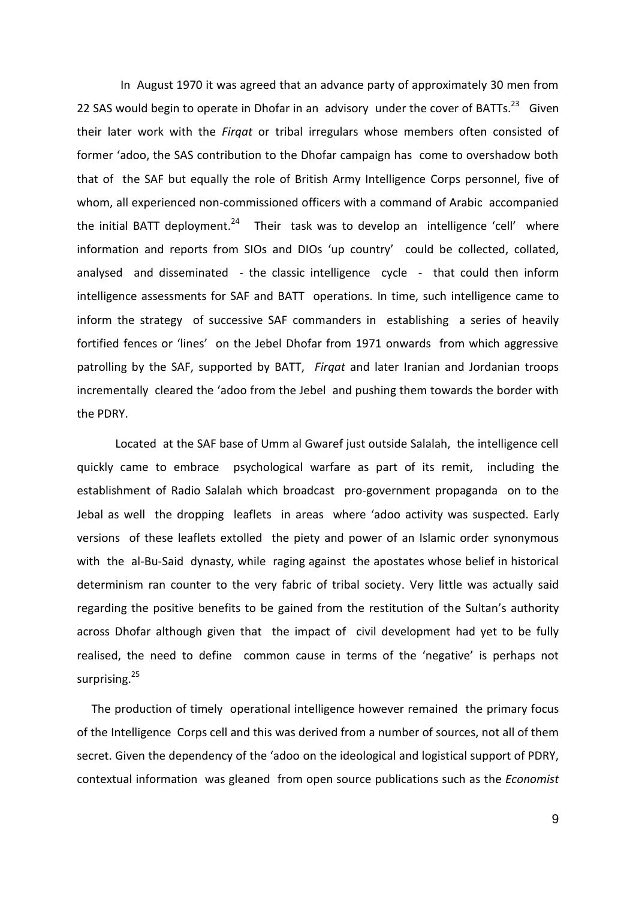In August 1970 it was agreed that an advance party of approximately 30 men from 22 SAS would begin to operate in Dhofar in an advisory under the cover of BATTs.[23] Given their later work with the *Firqat* or tribal irregulars whose members often consisted of former 'adoo, the SAS contribution to the Dhofar campaign has come to overshadow both that of the SAF but equally the role of British Army Intelligence Corps personnel, five of whom, all experienced non-commissioned officers with a command of Arabic accompanied the initial BATT deployment.[24] Their task was to develop an intelligence 'cell' where information and reports from SIOs and DIOs 'up country' could be collected, collated, analysed and disseminated - the classic intelligence cycle - that could then inform intelligence assessments for SAF and BATT operations. In time, such intelligence came to inform the strategy of successive SAF commanders in establishing a series of heavily fortified fences or 'lines' on the Jebel Dhofar from 1971 onwards from which aggressive patrolling by the SAF, supported by BATT, *Firqat* and later Iranian and Jordanian troops incrementally cleared the 'adoo from the Jebel and pushing them towards the border with the PDRY.

Located at the SAF base of Umm al Gwaref just outside Salalah, the intelligence cell quickly came to embrace psychological warfare as part of its remit, including the establishment of Radio Salalah which broadcast pro-government propaganda on to the Jebal as well the dropping leaflets in areas where 'adoo activity was suspected. Early versions of these leaflets extolled the piety and power of an Islamic order synonymous with the al-Bu-Said dynasty, while raging against the apostates whose belief in historical determinism ran counter to the very fabric of tribal society. Very little was actually said regarding the positive benefits to be gained from the restitution of the Sultan's authority across Dhofar although given that the impact of civil development had yet to be fully realised, the need to define common cause in terms of the 'negative' is perhaps not surprising.[25]

The production of timely operational intelligence however remained the primary focus of the Intelligence Corps cell and this was derived from a number of sources, not all of them secret. Given the dependency of the 'adoo on the ideological and logistical support of PDRY, contextual information was gleaned from open source publications such as the *Economist*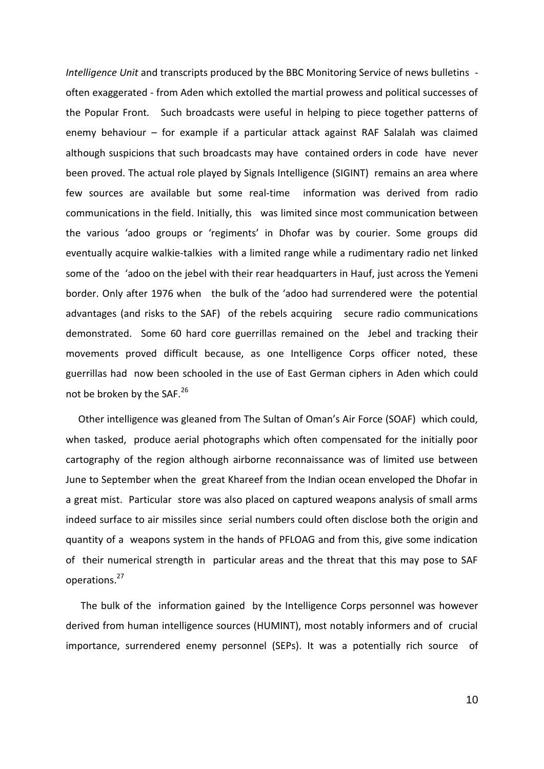*Intelligence Unit* and transcripts produced by the BBC Monitoring Service of news bulletins - often exaggerated - from Aden which extolled the martial prowess and political successes of the Popular Front. Such broadcasts were useful in helping to piece together patterns of enemy behaviour – for example if a particular attack against RAF Salalah was claimed although suspicions that such broadcasts may have contained orders in code have never been proved. The actual role played by Signals Intelligence (SIGINT) remains an area where few sources are available but some real-time information was derived from radio communications in the field. Initially, this was limited since most communication between the various 'adoo groups or 'regiments' in Dhofar was by courier. Some groups did eventually acquire walkie-talkies with a limited range while a rudimentary radio net linked some of the 'adoo on the jebel with their rear headquarters in Hauf, just across the Yemeni border. Only after 1976 when the bulk of the 'adoo had surrendered were the potential advantages (and risks to the SAF) of the rebels acquiring secure radio communications demonstrated. Some 60 hard core guerrillas remained on the Jebel and tracking their movements proved difficult because, as one Intelligence Corps officer noted, these guerrillas had now been schooled in the use of East German ciphers in Aden which could not be broken by the SAF.[26]

Other intelligence was gleaned from The Sultan of Oman's Air Force (SOAF) which could, when tasked, produce aerial photographs which often compensated for the initially poor cartography of the region although airborne reconnaissance was of limited use between June to September when the great Khareef from the Indian ocean enveloped the Dhofar in a great mist. Particular store was also placed on captured weapons analysis of small arms indeed surface to air missiles since serial numbers could often disclose both the origin and quantity of a weapons system in the hands of PFLOAG and from this, give some indication of their numerical strength in particular areas and the threat that this may pose to SAF operations.[27]

The bulk of the information gained by the Intelligence Corps personnel was however derived from human intelligence sources (HUMINT), most notably informers and of crucial importance, surrendered enemy personnel (SEPs). It was a potentially rich source of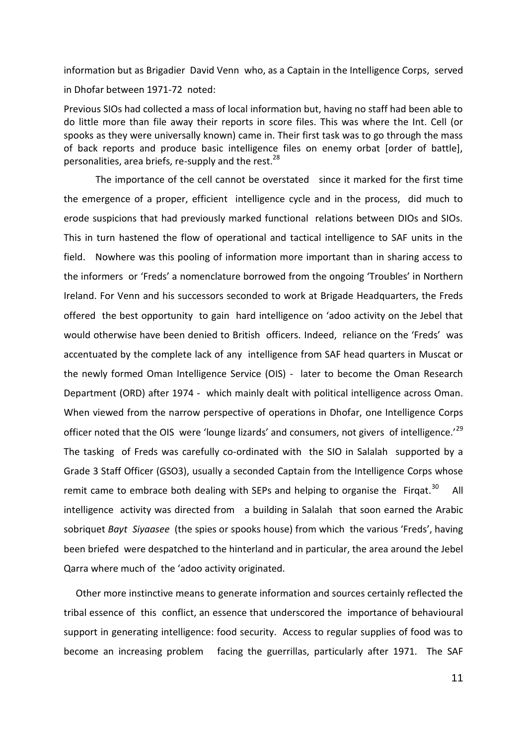information but as Brigadier David Venn who, as a Captain in the Intelligence Corps, served in Dhofar between 1971-72 noted:

Previous SIOs had collected a mass of local information but, having no staff had been able to do little more than file away their reports in score files. This was where the Int. Cell (or spooks as they were universally known) came in. Their first task was to go through the mass of back reports and produce basic intelligence files on enemy orbat [order of battle], personalities, area briefs, re-supply and the rest.[28]

The importance of the cell cannot be overstated since it marked for the first time the emergence of a proper, efficient intelligence cycle and in the process, did much to erode suspicions that had previously marked functional relations between DIOs and SIOs. This in turn hastened the flow of operational and tactical intelligence to SAF units in the field. Nowhere was this pooling of information more important than in sharing access to the informers or 'Freds' a nomenclature borrowed from the ongoing 'Troubles' in Northern Ireland. For Venn and his successors seconded to work at Brigade Headquarters, the Freds offered the best opportunity to gain hard intelligence on 'adoo activity on the Jebel that would otherwise have been denied to British officers. Indeed, reliance on the 'Freds' was accentuated by the complete lack of any intelligence from SAF head quarters in Muscat or the newly formed Oman Intelligence Service (OIS) - later to become the Oman Research Department (ORD) after 1974 - which mainly dealt with political intelligence across Oman. When viewed from the narrow perspective of operations in Dhofar, one Intelligence Corps officer noted that the OIS were 'lounge lizards' and consumers, not givers of intelligence.'[29] The tasking of Freds was carefully co-ordinated with the SIO in Salalah supported by a Grade 3 Staff Officer (GSO3), usually a seconded Captain from the Intelligence Corps whose remit came to embrace both dealing with SEPs and helping to organise the Firqat.[30] All intelligence activity was directed from a building in Salalah that soon earned the Arabic sobriquet *Bayt Siyaasee* (the spies or spooks house) from which the various 'Freds', having been briefed were despatched to the hinterland and in particular, the area around the Jebel Qarra where much of the 'adoo activity originated.

Other more instinctive means to generate information and sources certainly reflected the tribal essence of this conflict, an essence that underscored the importance of behavioural support in generating intelligence: food security. Access to regular supplies of food was to become an increasing problem facing the guerrillas, particularly after 1971. The SAF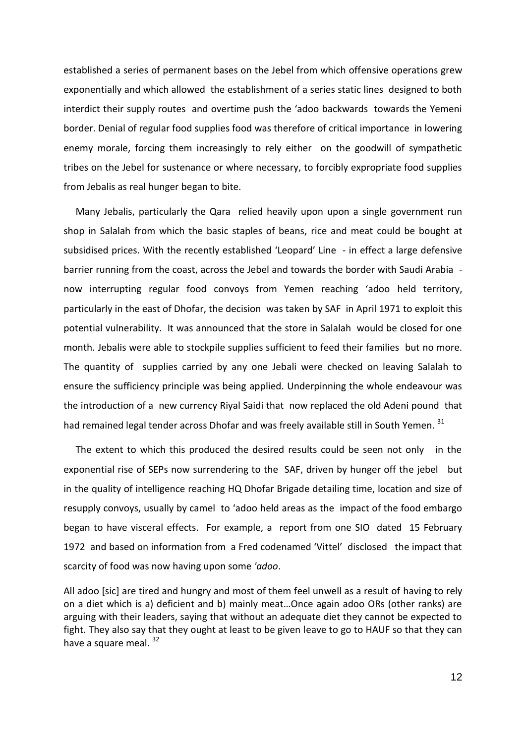established a series of permanent bases on the Jebel from which offensive operations grew exponentially and which allowed the establishment of a series static lines designed to both interdict their supply routes and overtime push the 'adoo backwards towards the Yemeni border. Denial of regular food supplies food was therefore of critical importance in lowering enemy morale, forcing them increasingly to rely either on the goodwill of sympathetic tribes on the Jebel for sustenance or where necessary, to forcibly expropriate food supplies from Jebalis as real hunger began to bite.

Many Jebalis, particularly the Qara relied heavily upon upon a single government run shop in Salalah from which the basic staples of beans, rice and meat could be bought at subsidised prices. With the recently established 'Leopard' Line - in effect a large defensive barrier running from the coast, across the Jebel and towards the border with Saudi Arabia - now interrupting regular food convoys from Yemen reaching 'adoo held territory, particularly in the east of Dhofar, the decision was taken by SAF in April 1971 to exploit this potential vulnerability. It was announced that the store in Salalah would be closed for one month. Jebalis were able to stockpile supplies sufficient to feed their families but no more. The quantity of supplies carried by any one Jebali were checked on leaving Salalah to ensure the sufficiency principle was being applied. Underpinning the whole endeavour was the introduction of a new currency Riyal Saidi that now replaced the old Adeni pound that had remained legal tender across Dhofar and was freely available still in South Yemen. [31]

The extent to which this produced the desired results could be seen not only in the exponential rise of SEPs now surrendering to the SAF, driven by hunger off the jebel but in the quality of intelligence reaching HQ Dhofar Brigade detailing time, location and size of resupply convoys, usually by camel to 'adoo held areas as the impact of the food embargo began to have visceral effects. For example, a report from one SIO dated 15 February 1972 and based on information from a Fred codenamed 'Vittel' disclosed the impact that scarcity of food was now having upon some *'adoo*.

All adoo [sic] are tired and hungry and most of them feel unwell as a result of having to rely on a diet which is a) deficient and b) mainly meat…Once again adoo ORs (other ranks) are arguing with their leaders, saying that without an adequate diet they cannot be expected to fight. They also say that they ought at least to be given leave to go to HAUF so that they can have a square meal. [32]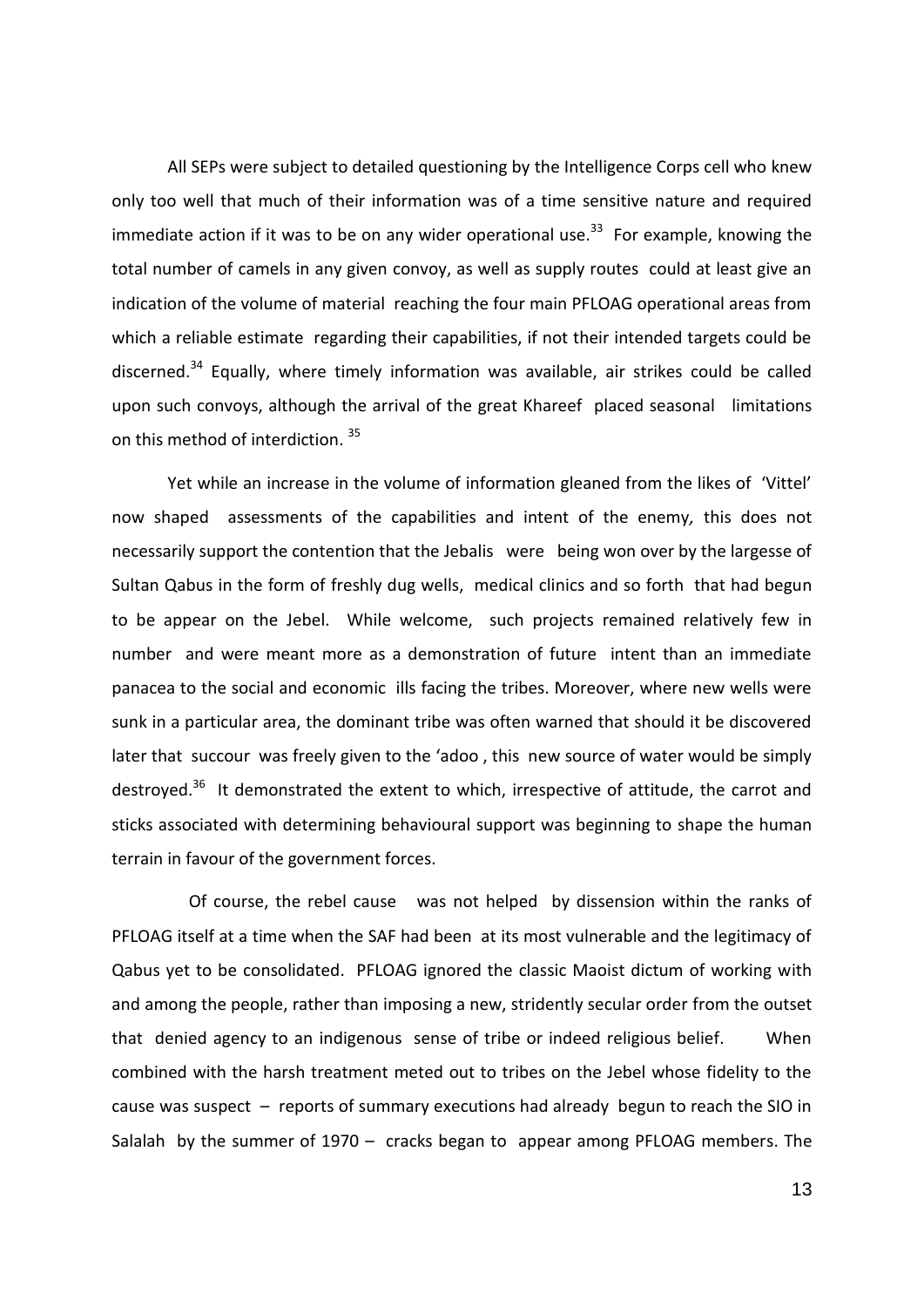All SEPs were subject to detailed questioning by the Intelligence Corps cell who knew only too well that much of their information was of a time sensitive nature and required immediate action if it was to be on any wider operational use.[33] For example, knowing the total number of camels in any given convoy, as well as supply routes could at least give an indication of the volume of material reaching the four main PFLOAG operational areas from which a reliable estimate regarding their capabilities, if not their intended targets could be discerned.[34] Equally, where timely information was available, air strikes could be called upon such convoys, although the arrival of the great Khareef placed seasonal limitations on this method of interdiction. [35]

Yet while an increase in the volume of information gleaned from the likes of 'Vittel' now shaped assessments of the capabilities and intent of the enemy, this does not necessarily support the contention that the Jebalis were being won over by the largesse of Sultan Qabus in the form of freshly dug wells, medical clinics and so forth that had begun to be appear on the Jebel. While welcome, such projects remained relatively few in number and were meant more as a demonstration of future intent than an immediate panacea to the social and economic ills facing the tribes. Moreover, where new wells were sunk in a particular area, the dominant tribe was often warned that should it be discovered later that succour was freely given to the 'adoo , this new source of water would be simply destroyed.[36] It demonstrated the extent to which, irrespective of attitude, the carrot and sticks associated with determining behavioural support was beginning to shape the human terrain in favour of the government forces.

Of course, the rebel cause was not helped by dissension within the ranks of PFLOAG itself at a time when the SAF had been at its most vulnerable and the legitimacy of Qabus yet to be consolidated. PFLOAG ignored the classic Maoist dictum of working with and among the people, rather than imposing a new, stridently secular order from the outset that denied agency to an indigenous sense of tribe or indeed religious belief. When combined with the harsh treatment meted out to tribes on the Jebel whose fidelity to the cause was suspect – reports of summary executions had already begun to reach the SIO in Salalah by the summer of 1970 – cracks began to appear among PFLOAG members. The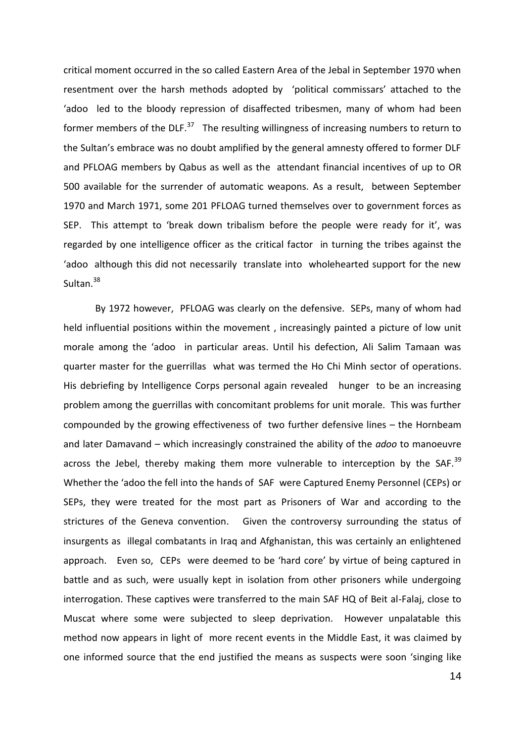critical moment occurred in the so called Eastern Area of the Jebal in September 1970 when resentment over the harsh methods adopted by 'political commissars' attached to the 'adoo led to the bloody repression of disaffected tribesmen, many of whom had been former members of the DLF.[37] The resulting willingness of increasing numbers to return to the Sultan's embrace was no doubt amplified by the general amnesty offered to former DLF and PFLOAG members by Qabus as well as the attendant financial incentives of up to OR 500 available for the surrender of automatic weapons. As a result, between September 1970 and March 1971, some 201 PFLOAG turned themselves over to government forces as SEP. This attempt to 'break down tribalism before the people were ready for it', was regarded by one intelligence officer as the critical factor in turning the tribes against the 'adoo although this did not necessarily translate into wholehearted support for the new Sultan.[38]

By 1972 however, PFLOAG was clearly on the defensive. SEPs, many of whom had held influential positions within the movement , increasingly painted a picture of low unit morale among the 'adoo in particular areas. Until his defection, Ali Salim Tamaan was quarter master for the guerrillas what was termed the Ho Chi Minh sector of operations. His debriefing by Intelligence Corps personal again revealed hunger to be an increasing problem among the guerrillas with concomitant problems for unit morale. This was further compounded by the growing effectiveness of two further defensive lines – the Hornbeam and later Damavand – which increasingly constrained the ability of the *adoo* to manoeuvre across the Jebel, thereby making them more vulnerable to interception by the SAF.[39] Whether the 'adoo the fell into the hands of SAF were Captured Enemy Personnel (CEPs) or SEPs, they were treated for the most part as Prisoners of War and according to the strictures of the Geneva convention. Given the controversy surrounding the status of insurgents as illegal combatants in Iraq and Afghanistan, this was certainly an enlightened approach. Even so, CEPs were deemed to be 'hard core' by virtue of being captured in battle and as such, were usually kept in isolation from other prisoners while undergoing interrogation. These captives were transferred to the main SAF HQ of Beit al-Falaj, close to Muscat where some were subjected to sleep deprivation. However unpalatable this method now appears in light of more recent events in the Middle East, it was claimed by one informed source that the end justified the means as suspects were soon 'singing like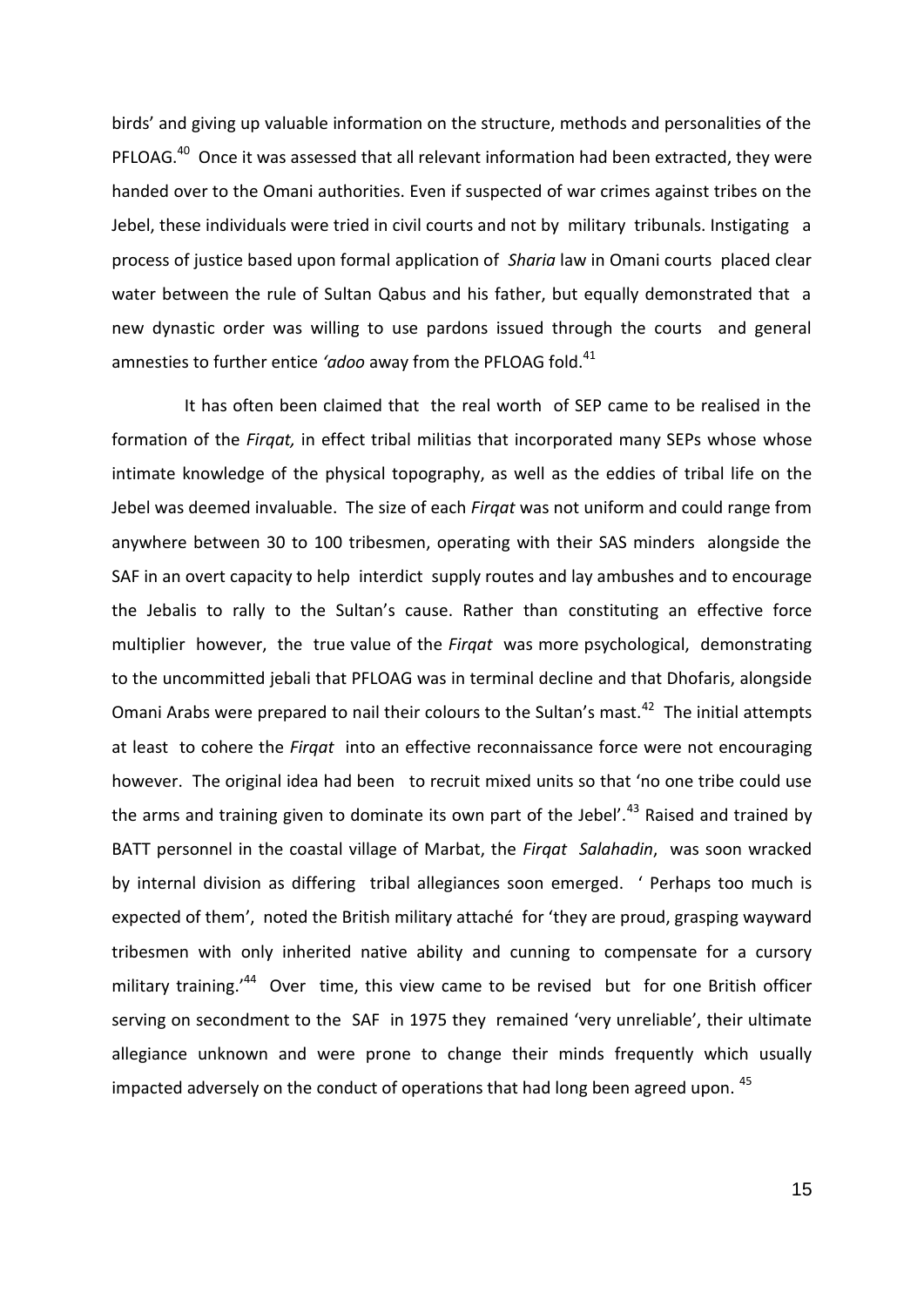birds' and giving up valuable information on the structure, methods and personalities of the PFLOAG.[40] Once it was assessed that all relevant information had been extracted, they were handed over to the Omani authorities. Even if suspected of war crimes against tribes on the Jebel, these individuals were tried in civil courts and not by military tribunals. Instigating a process of justice based upon formal application of *Sharia* law in Omani courts placed clear water between the rule of Sultan Qabus and his father, but equally demonstrated that a new dynastic order was willing to use pardons issued through the courts and general amnesties to further entice *'adoo* away from the PFLOAG fold.[41]

It has often been claimed that the real worth of SEP came to be realised in the formation of the *Firqat,* in effect tribal militias that incorporated many SEPs whose whose intimate knowledge of the physical topography, as well as the eddies of tribal life on the Jebel was deemed invaluable. The size of each *Firqat* was not uniform and could range from anywhere between 30 to 100 tribesmen, operating with their SAS minders alongside the SAF in an overt capacity to help interdict supply routes and lay ambushes and to encourage the Jebalis to rally to the Sultan's cause. Rather than constituting an effective force multiplier however, the true value of the *Firqat* was more psychological, demonstrating to the uncommitted jebali that PFLOAG was in terminal decline and that Dhofaris, alongside Omani Arabs were prepared to nail their colours to the Sultan's mast.[42] The initial attempts at least to cohere the *Firqat* into an effective reconnaissance force were not encouraging however. The original idea had been to recruit mixed units so that 'no one tribe could use the arms and training given to dominate its own part of the Jebel'.[43] Raised and trained by BATT personnel in the coastal village of Marbat, the *Firqat Salahadin*, was soon wracked by internal division as differing tribal allegiances soon emerged. ' Perhaps too much is expected of them', noted the British military attaché for 'they are proud, grasping wayward tribesmen with only inherited native ability and cunning to compensate for a cursory military training.'[44] Over time, this view came to be revised but for one British officer serving on secondment to the SAF in 1975 they remained 'very unreliable', their ultimate allegiance unknown and were prone to change their minds frequently which usually impacted adversely on the conduct of operations that had long been agreed upon.[45]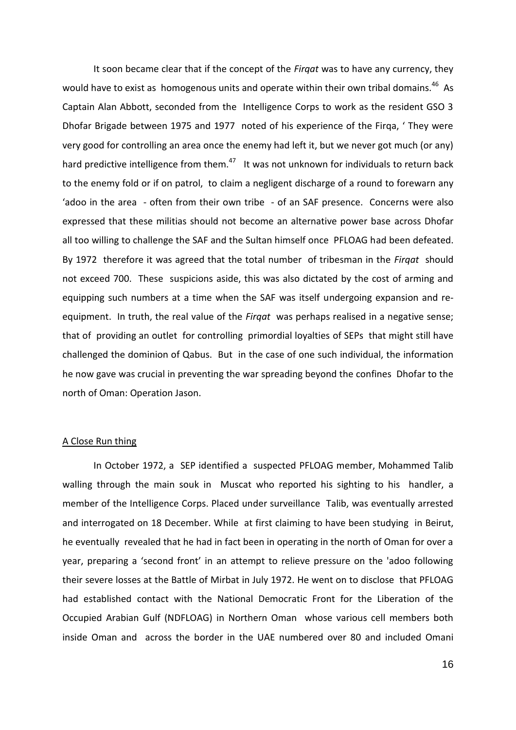It soon became clear that if the concept of the *Firqat* was to have any currency, they would have to exist as homogenous units and operate within their own tribal domains.[46] As Captain Alan Abbott, seconded from the Intelligence Corps to work as the resident GSO 3 Dhofar Brigade between 1975 and 1977 noted of his experience of the Firqa, ' They were very good for controlling an area once the enemy had left it, but we never got much (or any) hard predictive intelligence from them.[47] It was not unknown for individuals to return back to the enemy fold or if on patrol, to claim a negligent discharge of a round to forewarn any 'adoo in the area - often from their own tribe - of an SAF presence. Concerns were also expressed that these militias should not become an alternative power base across Dhofar all too willing to challenge the SAF and the Sultan himself once PFLOAG had been defeated. By 1972 therefore it was agreed that the total number of tribesman in the *Firqat* should not exceed 700. These suspicions aside, this was also dictated by the cost of arming and equipping such numbers at a time when the SAF was itself undergoing expansion and re-equipment. In truth, the real value of the *Firqat* was perhaps realised in a negative sense; that of providing an outlet for controlling primordial loyalties of SEPs that might still have challenged the dominion of Qabus. But in the case of one such individual, the information he now gave was crucial in preventing the war spreading beyond the confines Dhofar to the north of Oman: Operation Jason.

<u>A Close Run thing</u>

In October 1972, a SEP identified a suspected PFLOAG member, Mohammed Talib walling through the main souk in Muscat who reported his sighting to his handler, a member of the Intelligence Corps. Placed under surveillance Talib, was eventually arrested and interrogated on 18 December. While at first claiming to have been studying in Beirut, he eventually revealed that he had in fact been in operating in the north of Oman for over a year, preparing a 'second front' in an attempt to relieve pressure on the 'adoo following their severe losses at the Battle of Mirbat in July 1972. He went on to disclose that PFLOAG had established contact with the National Democratic Front for the Liberation of the Occupied Arabian Gulf (NDFLOAG) in Northern Oman whose various cell members both inside Oman and across the border in the UAE numbered over 80 and included Omani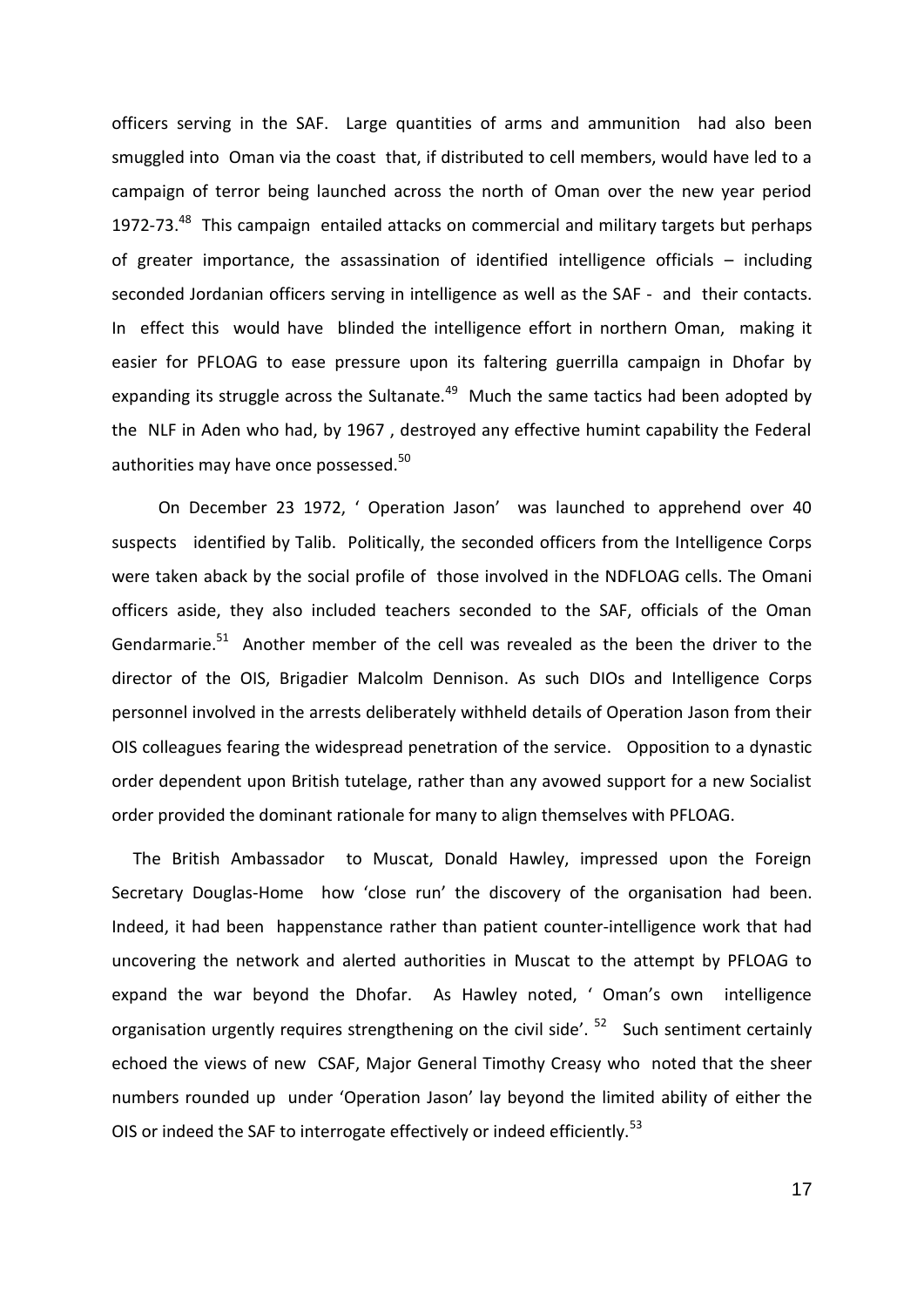officers serving in the SAF. Large quantities of arms and ammunition had also been smuggled into Oman via the coast that, if distributed to cell members, would have led to a campaign of terror being launched across the north of Oman over the new year period 1972-73.[48] This campaign entailed attacks on commercial and military targets but perhaps of greater importance, the assassination of identified intelligence officials – including seconded Jordanian officers serving in intelligence as well as the SAF - and their contacts. In effect this would have blinded the intelligence effort in northern Oman, making it easier for PFLOAG to ease pressure upon its faltering guerrilla campaign in Dhofar by expanding its struggle across the Sultanate.[49] Much the same tactics had been adopted by the NLF in Aden who had, by 1967 , destroyed any effective humint capability the Federal authorities may have once possessed.[50]

On December 23 1972, ' Operation Jason' was launched to apprehend over 40 suspects identified by Talib. Politically, the seconded officers from the Intelligence Corps were taken aback by the social profile of those involved in the NDFLOAG cells. The Omani officers aside, they also included teachers seconded to the SAF, officials of the Oman Gendarmarie.[51] Another member of the cell was revealed as the been the driver to the director of the OIS, Brigadier Malcolm Dennison. As such DIOs and Intelligence Corps personnel involved in the arrests deliberately withheld details of Operation Jason from their OIS colleagues fearing the widespread penetration of the service. Opposition to a dynastic order dependent upon British tutelage, rather than any avowed support for a new Socialist order provided the dominant rationale for many to align themselves with PFLOAG.

The British Ambassador to Muscat, Donald Hawley, impressed upon the Foreign Secretary Douglas-Home how 'close run' the discovery of the organisation had been. Indeed, it had been happenstance rather than patient counter-intelligence work that had uncovering the network and alerted authorities in Muscat to the attempt by PFLOAG to expand the war beyond the Dhofar. As Hawley noted, ' Oman's own intelligence organisation urgently requires strengthening on the civil side'. [52] Such sentiment certainly echoed the views of new CSAF, Major General Timothy Creasy who noted that the sheer numbers rounded up under 'Operation Jason' lay beyond the limited ability of either the OIS or indeed the SAF to interrogate effectively or indeed efficiently.[53]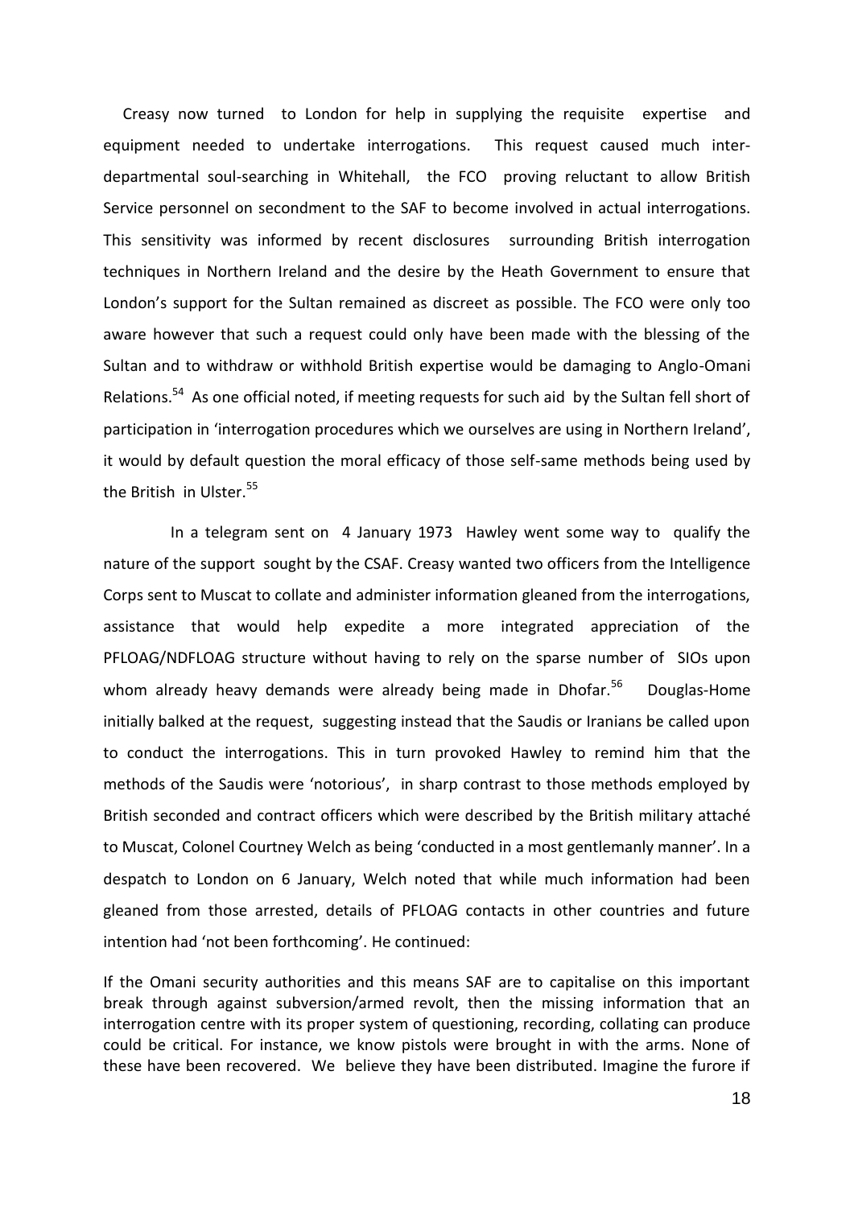Creasy now turned to London for help in supplying the requisite expertise and equipment needed to undertake interrogations. This request caused much inter-departmental soul-searching in Whitehall, the FCO proving reluctant to allow British Service personnel on secondment to the SAF to become involved in actual interrogations. This sensitivity was informed by recent disclosures surrounding British interrogation techniques in Northern Ireland and the desire by the Heath Government to ensure that London's support for the Sultan remained as discreet as possible. The FCO were only too aware however that such a request could only have been made with the blessing of the Sultan and to withdraw or withhold British expertise would be damaging to Anglo-Omani Relations.[54] As one official noted, if meeting requests for such aid by the Sultan fell short of participation in 'interrogation procedures which we ourselves are using in Northern Ireland', it would by default question the moral efficacy of those self-same methods being used by the British in Ulster.[55]

In a telegram sent on 4 January 1973 Hawley went some way to qualify the nature of the support sought by the CSAF. Creasy wanted two officers from the Intelligence Corps sent to Muscat to collate and administer information gleaned from the interrogations, assistance that would help expedite a more integrated appreciation of the PFLOAG/NDFLOAG structure without having to rely on the sparse number of SIOs upon whom already heavy demands were already being made in Dhofar.[56] Douglas-Home initially balked at the request, suggesting instead that the Saudis or Iranians be called upon to conduct the interrogations. This in turn provoked Hawley to remind him that the methods of the Saudis were 'notorious', in sharp contrast to those methods employed by British seconded and contract officers which were described by the British military attaché to Muscat, Colonel Courtney Welch as being 'conducted in a most gentlemanly manner'. In a despatch to London on 6 January, Welch noted that while much information had been gleaned from those arrested, details of PFLOAG contacts in other countries and future intention had 'not been forthcoming'. He continued:

If the Omani security authorities and this means SAF are to capitalise on this important break through against subversion/armed revolt, then the missing information that an interrogation centre with its proper system of questioning, recording, collating can produce could be critical. For instance, we know pistols were brought in with the arms. None of these have been recovered. We believe they have been distributed. Imagine the furore if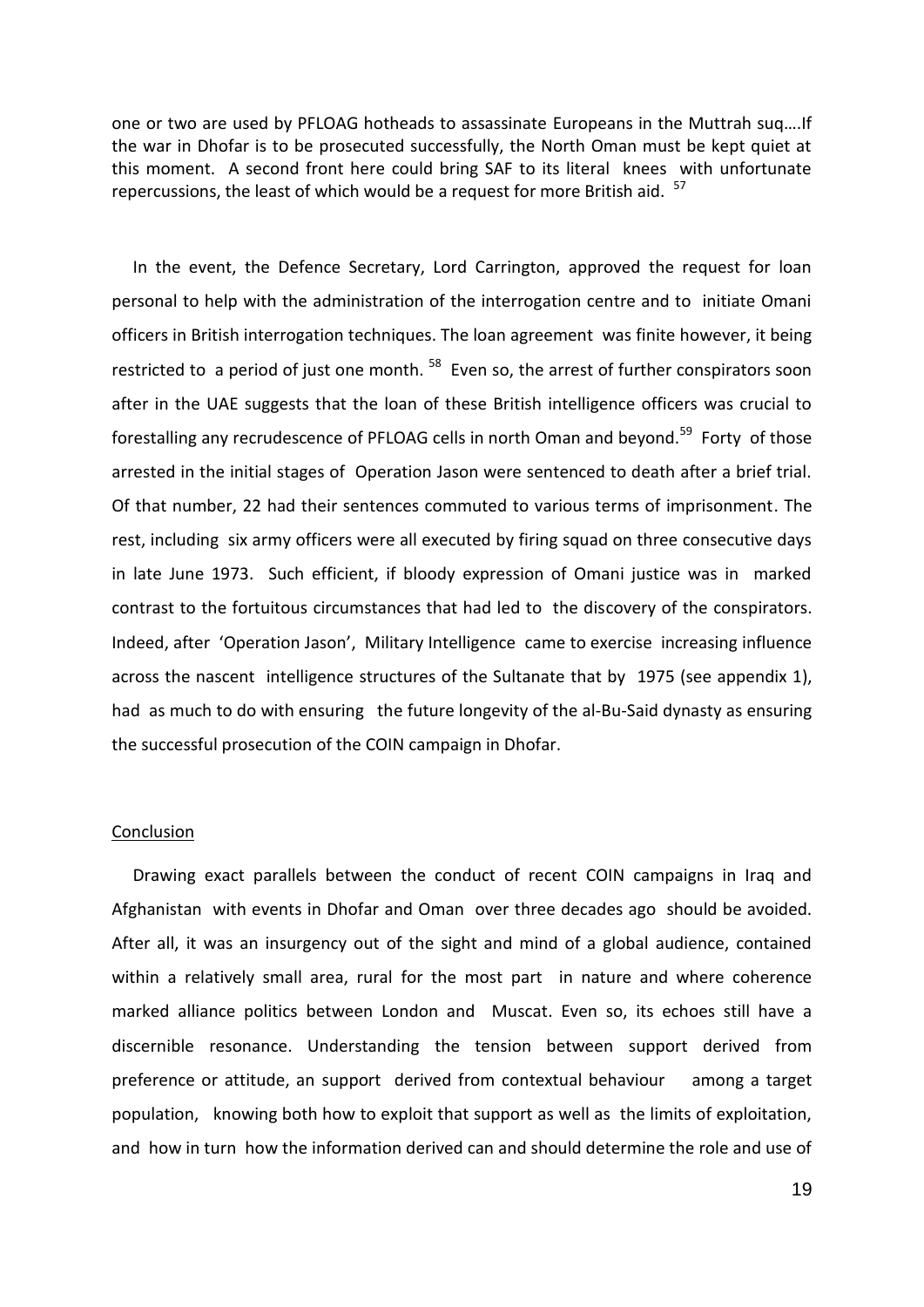one or two are used by PFLOAG hotheads to assassinate Europeans in the Muttrah suq….If the war in Dhofar is to be prosecuted successfully, the North Oman must be kept quiet at this moment. A second front here could bring SAF to its literal knees with unfortunate repercussions, the least of which would be a request for more British aid. [57]

In the event, the Defence Secretary, Lord Carrington, approved the request for loan personal to help with the administration of the interrogation centre and to initiate Omani officers in British interrogation techniques. The loan agreement was finite however, it being restricted to a period of just one month. [58] Even so, the arrest of further conspirators soon after in the UAE suggests that the loan of these British intelligence officers was crucial to forestalling any recrudescence of PFLOAG cells in north Oman and beyond.[59] Forty of those arrested in the initial stages of Operation Jason were sentenced to death after a brief trial. Of that number, 22 had their sentences commuted to various terms of imprisonment. The rest, including six army officers were all executed by firing squad on three consecutive days in late June 1973. Such efficient, if bloody expression of Omani justice was in marked contrast to the fortuitous circumstances that had led to the discovery of the conspirators. Indeed, after 'Operation Jason', Military Intelligence came to exercise increasing influence across the nascent intelligence structures of the Sultanate that by 1975 (see appendix 1), had as much to do with ensuring the future longevity of the al-Bu-Said dynasty as ensuring the successful prosecution of the COIN campaign in Dhofar.

## Conclusion

Drawing exact parallels between the conduct of recent COIN campaigns in Iraq and Afghanistan with events in Dhofar and Oman over three decades ago should be avoided. After all, it was an insurgency out of the sight and mind of a global audience, contained within a relatively small area, rural for the most part in nature and where coherence marked alliance politics between London and Muscat. Even so, its echoes still have a discernible resonance. Understanding the tension between support derived from preference or attitude, an support derived from contextual behaviour among a target population, knowing both how to exploit that support as well as the limits of exploitation, and how in turn how the information derived can and should determine the role and use of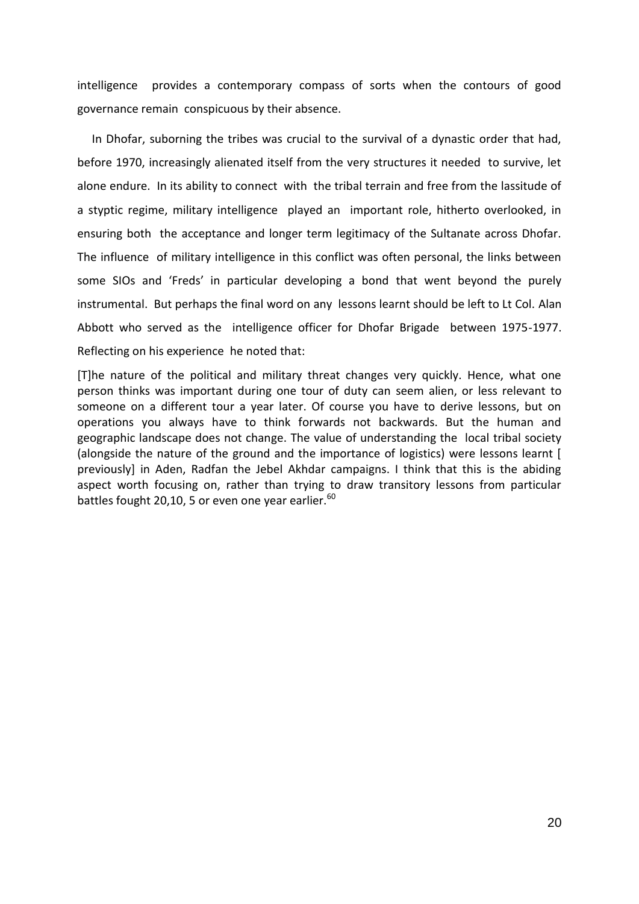intelligence provides a contemporary compass of sorts when the contours of good governance remain conspicuous by their absence.

In Dhofar, suborning the tribes was crucial to the survival of a dynastic order that had, before 1970, increasingly alienated itself from the very structures it needed to survive, let alone endure. In its ability to connect with the tribal terrain and free from the lassitude of a styptic regime, military intelligence played an important role, hitherto overlooked, in ensuring both the acceptance and longer term legitimacy of the Sultanate across Dhofar. The influence of military intelligence in this conflict was often personal, the links between some SIOs and 'Freds' in particular developing a bond that went beyond the purely instrumental. But perhaps the final word on any lessons learnt should be left to Lt Col. Alan Abbott who served as the intelligence officer for Dhofar Brigade between 1975-1977. Reflecting on his experience he noted that:

> [T]he nature of the political and military threat changes very quickly. Hence, what one person thinks was important during one tour of duty can seem alien, or less relevant to someone on a different tour a year later. Of course you have to derive lessons, but on operations you always have to think forwards not backwards. But the human and geographic landscape does not change. The value of understanding the local tribal society (alongside the nature of the ground and the importance of logistics) were lessons learnt [ previously] in Aden, Radfan the Jebel Akhdar campaigns. I think that this is the abiding aspect worth focusing on, rather than trying to draw transitory lessons from particular battles fought 20,10, 5 or even one year earlier.[60]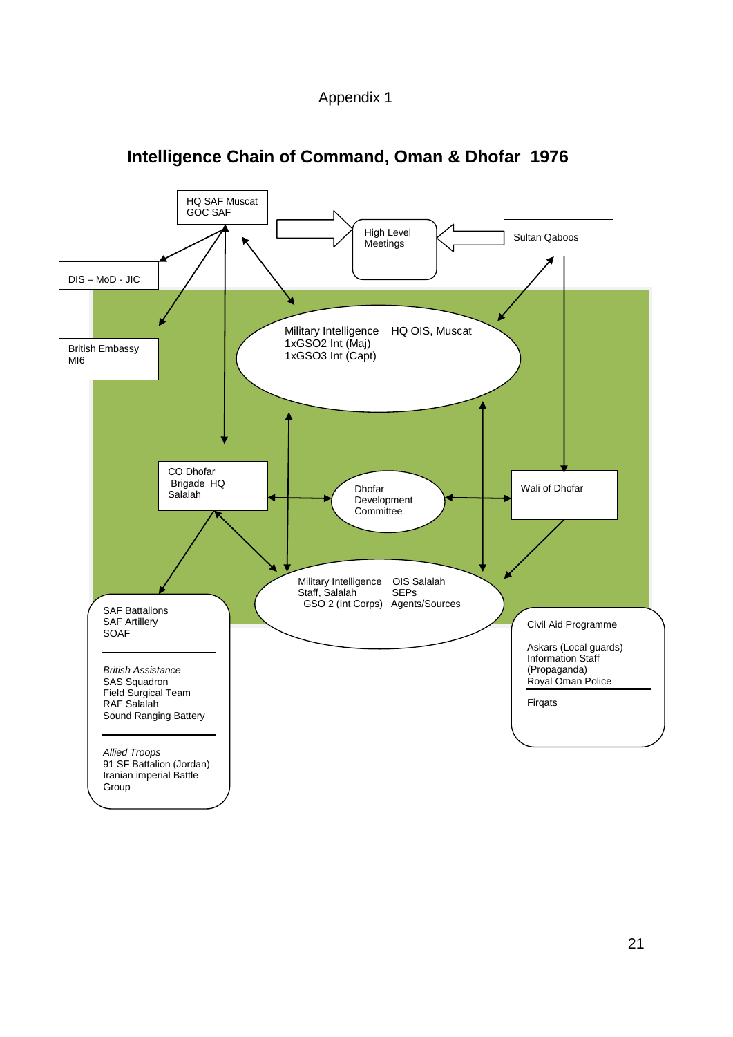Appendix 1

# Intelligence Chain of Command, Oman & Dhofar 1976

HQ SAF Muscat
GOC SAF

High Level
Meetings

Sultan Qaboos

DIS – MoD - JIC

British Embassy
MI6

Military Intelligence
1xGSO2 Int (Maj)
1xGSO3 Int (Capt)

HQ OIS, Muscat

CO Dhofar
Brigade HQ
Salalah

Dhofar
Development
Committee

Wali of Dhofar

Military Intelligence
Staff, Salalah
GSO 2 (Int Corps)

OIS Salalah
SEPs
Agents/Sources

SAF Battalions
SAF Artillery
SOAF

*British Assistance*
SAS Squadron
Field Surgical Team
RAF Salalah
Sound Ranging Battery

*Allied Troops*
91 SF Battalion (Jordan)
Iranian imperial Battle
Group

Civil Aid Programme

Askars (Local guards)
Information Staff
(Propaganda)
Royal Oman Police

Firqats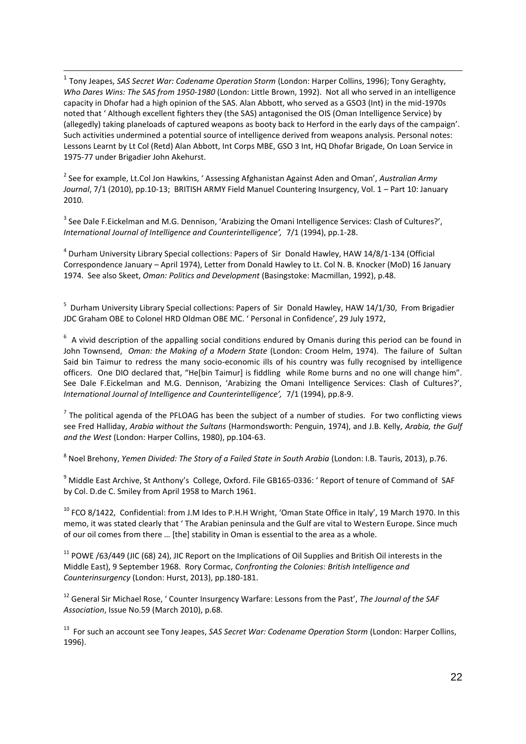[1] Tony Jeapes, *SAS Secret War: Codename Operation Storm* (London: Harper Collins, 1996); Tony Geraghty, *Who Dares Wins: The SAS from 1950-1980* (London: Little Brown, 1992). Not all who served in an intelligence capacity in Dhofar had a high opinion of the SAS. Alan Abbott, who served as a GSO3 (Int) in the mid-1970s noted that ' Although excellent fighters they (the SAS) antagonised the OIS (Oman Intelligence Service) by (allegedly) taking planeloads of captured weapons as booty back to Herford in the early days of the campaign'. Such activities undermined a potential source of intelligence derived from weapons analysis. Personal notes: Lessons Learnt by Lt Col (Retd) Alan Abbott, Int Corps MBE, GSO 3 Int, HQ Dhofar Brigade, On Loan Service in 1975-77 under Brigadier John Akehurst.

[2] See for example, Lt.Col Jon Hawkins, ' Assessing Afghanistan Against Aden and Oman', *Australian Army Journal*, 7/1 (2010), pp.10-13; BRITISH ARMY Field Manuel Countering Insurgency, Vol. 1 – Part 10: January 2010.

[3] See Dale F.Eickelman and M.G. Dennison, 'Arabizing the Omani Intelligence Services: Clash of Cultures?', *International Journal of Intelligence and Counterintelligence',* 7/1 (1994), pp.1-28.

[4] Durham University Library Special collections: Papers of Sir Donald Hawley, HAW 14/8/1-134 (Official Correspondence January – April 1974), Letter from Donald Hawley to Lt. Col N. B. Knocker (MoD) 16 January 1974. See also Skeet, *Oman: Politics and Development* (Basingstoke: Macmillan, 1992), p.48.

[5] Durham University Library Special collections: Papers of Sir Donald Hawley, HAW 14/1/30, From Brigadier JDC Graham OBE to Colonel HRD Oldman OBE MC. ' Personal in Confidence', 29 July 1972,

[6] A vivid description of the appalling social conditions endured by Omanis during this period can be found in John Townsend, *Oman: the Making of a Modern State* (London: Croom Helm, 1974). The failure of Sultan Said bin Taimur to redress the many socio-economic ills of his country was fully recognised by intelligence officers. One DIO declared that, "He[bin Taimur] is fiddling while Rome burns and no one will change him". See Dale F.Eickelman and M.G. Dennison, 'Arabizing the Omani Intelligence Services: Clash of Cultures?', *International Journal of Intelligence and Counterintelligence',* 7/1 (1994), pp.8-9.

[7] The political agenda of the PFLOAG has been the subject of a number of studies. For two conflicting views see Fred Halliday, *Arabia without the Sultans* (Harmondsworth: Penguin, 1974), and J.B. Kelly, *Arabia, the Gulf and the West* (London: Harper Collins, 1980), pp.104-63.

[8] Noel Brehony, *Yemen Divided: The Story of a Failed State in South Arabia* (London: I.B. Tauris, 2013), p.76.

[9] Middle East Archive, St Anthony's College, Oxford. File GB165-0336: ' Report of tenure of Command of SAF by Col. D.de C. Smiley from April 1958 to March 1961.

[10] FCO 8/1422, Confidential: from J.M Ides to P.H.H Wright, 'Oman State Office in Italy', 19 March 1970. In this memo, it was stated clearly that ' The Arabian peninsula and the Gulf are vital to Western Europe. Since much of our oil comes from there … [the] stability in Oman is essential to the area as a whole.

[11] POWE /63/449 (JIC (68) 24), JIC Report on the Implications of Oil Supplies and British Oil interests in the Middle East), 9 September 1968. Rory Cormac, *Confronting the Colonies: British Intelligence and Counterinsurgency* (London: Hurst, 2013), pp.180-181.

[12] General Sir Michael Rose, ' Counter Insurgency Warfare: Lessons from the Past', *The Journal of the SAF Association*, Issue No.59 (March 2010), p.68.

[13] For such an account see Tony Jeapes, *SAS Secret War: Codename Operation Storm* (London: Harper Collins, 1996).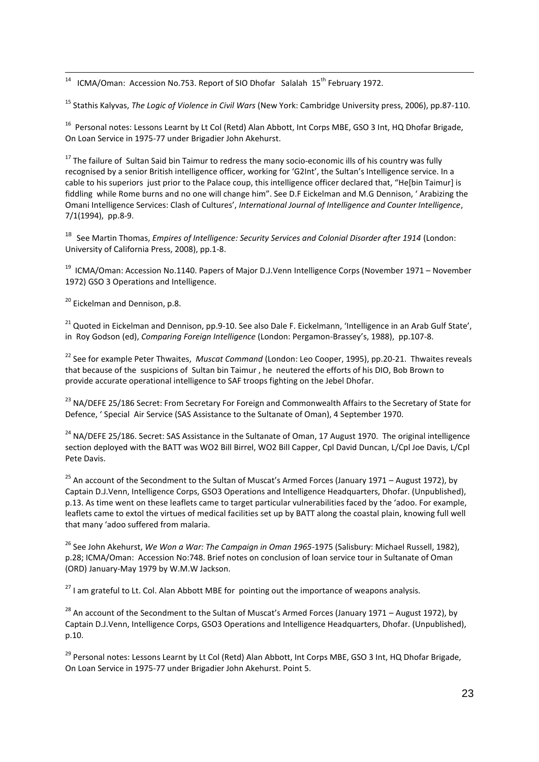[14] ICMA/Oman: Accession No.753. Report of SIO Dhofar Salalah 15th February 1972.

[15] Stathis Kalyvas, *The Logic of Violence in Civil Wars* (New York: Cambridge University press, 2006), pp.87-110.

[16] Personal notes: Lessons Learnt by Lt Col (Retd) Alan Abbott, Int Corps MBE, GSO 3 Int, HQ Dhofar Brigade, On Loan Service in 1975-77 under Brigadier John Akehurst.

[17] The failure of Sultan Said bin Taimur to redress the many socio-economic ills of his country was fully recognised by a senior British intelligence officer, working for 'G2Int', the Sultan's Intelligence service. In a cable to his superiors just prior to the Palace coup, this intelligence officer declared that, "He[bin Taimur] is fiddling while Rome burns and no one will change him". See D.F Eickelman and M.G Dennison, ' Arabizing the Omani Intelligence Services: Clash of Cultures', *International Journal of Intelligence and Counter Intelligence*, 7/1(1994), pp.8-9.

[18] See Martin Thomas, *Empires of Intelligence: Security Services and Colonial Disorder after 1914* (London: University of California Press, 2008), pp.1-8.

[19] ICMA/Oman: Accession No.1140. Papers of Major D.J.Venn Intelligence Corps (November 1971 – November 1972) GSO 3 Operations and Intelligence.

[20] Eickelman and Dennison, p.8.

[21] Quoted in Eickelman and Dennison, pp.9-10. See also Dale F. Eickelmann, 'Intelligence in an Arab Gulf State', in Roy Godson (ed), *Comparing Foreign Intelligence* (London: Pergamon-Brassey's, 1988), pp.107-8.

[22] See for example Peter Thwaites, *Muscat Command* (London: Leo Cooper, 1995), pp.20-21. Thwaites reveals that because of the suspicions of Sultan bin Taimur , he neutered the efforts of his DIO, Bob Brown to provide accurate operational intelligence to SAF troops fighting on the Jebel Dhofar.

[23] NA/DEFE 25/186 Secret: From Secretary For Foreign and Commonwealth Affairs to the Secretary of State for Defence, ' Special Air Service (SAS Assistance to the Sultanate of Oman), 4 September 1970.

[24] NA/DEFE 25/186. Secret: SAS Assistance in the Sultanate of Oman, 17 August 1970. The original intelligence section deployed with the BATT was WO2 Bill Birrel, WO2 Bill Capper, Cpl David Duncan, L/Cpl Joe Davis, L/Cpl Pete Davis.

[25] An account of the Secondment to the Sultan of Muscat's Armed Forces (January 1971 – August 1972), by Captain D.J.Venn, Intelligence Corps, GSO3 Operations and Intelligence Headquarters, Dhofar. (Unpublished), p.13. As time went on these leaflets came to target particular vulnerabilities faced by the 'adoo. For example, leaflets came to extol the virtues of medical facilities set up by BATT along the coastal plain, knowing full well that many 'adoo suffered from malaria.

[26] See John Akehurst, *We Won a War: The Campaign in Oman 1965*-1975 (Salisbury: Michael Russell, 1982), p.28; ICMA/Oman: Accession No:748. Brief notes on conclusion of loan service tour in Sultanate of Oman (ORD) January-May 1979 by W.M.W Jackson.

[27] I am grateful to Lt. Col. Alan Abbott MBE for pointing out the importance of weapons analysis.

[28] An account of the Secondment to the Sultan of Muscat's Armed Forces (January 1971 – August 1972), by Captain D.J.Venn, Intelligence Corps, GSO3 Operations and Intelligence Headquarters, Dhofar. (Unpublished), p.10.

[29] Personal notes: Lessons Learnt by Lt Col (Retd) Alan Abbott, Int Corps MBE, GSO 3 Int, HQ Dhofar Brigade, On Loan Service in 1975-77 under Brigadier John Akehurst. Point 5.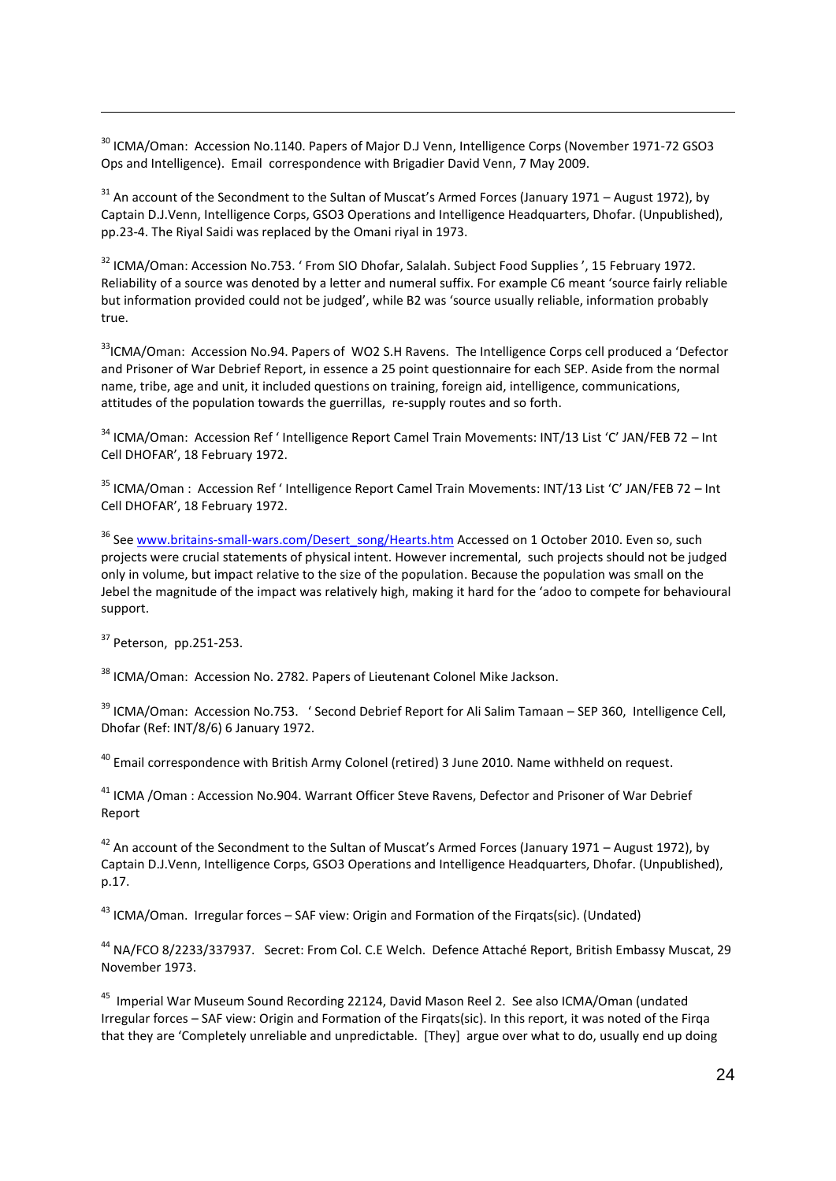[30] ICMA/Oman: Accession No.1140. Papers of Major D.J Venn, Intelligence Corps (November 1971-72 GSO3 Ops and Intelligence). Email correspondence with Brigadier David Venn, 7 May 2009.

[31] An account of the Secondment to the Sultan of Muscat's Armed Forces (January 1971 – August 1972), by Captain D.J.Venn, Intelligence Corps, GSO3 Operations and Intelligence Headquarters, Dhofar. (Unpublished), pp.23-4. The Riyal Saidi was replaced by the Omani riyal in 1973.

[32] ICMA/Oman: Accession No.753. ' From SIO Dhofar, Salalah. Subject Food Supplies ', 15 February 1972. Reliability of a source was denoted by a letter and numeral suffix. For example C6 meant 'source fairly reliable but information provided could not be judged', while B2 was 'source usually reliable, information probably true.

[33] ICMA/Oman: Accession No.94. Papers of WO2 S.H Ravens. The Intelligence Corps cell produced a 'Defector and Prisoner of War Debrief Report, in essence a 25 point questionnaire for each SEP. Aside from the normal name, tribe, age and unit, it included questions on training, foreign aid, intelligence, communications, attitudes of the population towards the guerrillas, re-supply routes and so forth.

[34] ICMA/Oman: Accession Ref ' Intelligence Report Camel Train Movements: INT/13 List 'C' JAN/FEB 72 – Int Cell DHOFAR', 18 February 1972.

[35] ICMA/Oman : Accession Ref ' Intelligence Report Camel Train Movements: INT/13 List 'C' JAN/FEB 72 – Int Cell DHOFAR', 18 February 1972.

[36] See www.britains-small-wars.com/Desert_song/Hearts.htm Accessed on 1 October 2010. Even so, such projects were crucial statements of physical intent. However incremental, such projects should not be judged only in volume, but impact relative to the size of the population. Because the population was small on the Jebel the magnitude of the impact was relatively high, making it hard for the 'adoo to compete for behavioural support.

[37] Peterson, pp.251-253.

[38] ICMA/Oman: Accession No. 2782. Papers of Lieutenant Colonel Mike Jackson.

[39] ICMA/Oman: Accession No.753. ' Second Debrief Report for Ali Salim Tamaan – SEP 360, Intelligence Cell, Dhofar (Ref: INT/8/6) 6 January 1972.

[40] Email correspondence with British Army Colonel (retired) 3 June 2010. Name withheld on request.

[41] ICMA /Oman : Accession No.904. Warrant Officer Steve Ravens, Defector and Prisoner of War Debrief Report

[42] An account of the Secondment to the Sultan of Muscat's Armed Forces (January 1971 – August 1972), by Captain D.J.Venn, Intelligence Corps, GSO3 Operations and Intelligence Headquarters, Dhofar. (Unpublished), p.17.

[43] ICMA/Oman. Irregular forces – SAF view: Origin and Formation of the Firqats(sic). (Undated)

[44] NA/FCO 8/2233/337937. Secret: From Col. C.E Welch. Defence Attaché Report, British Embassy Muscat, 29 November 1973.

[45] Imperial War Museum Sound Recording 22124, David Mason Reel 2. See also ICMA/Oman (undated Irregular forces – SAF view: Origin and Formation of the Firqats(sic). In this report, it was noted of the Firqa that they are 'Completely unreliable and unpredictable. [They] argue over what to do, usually end up doing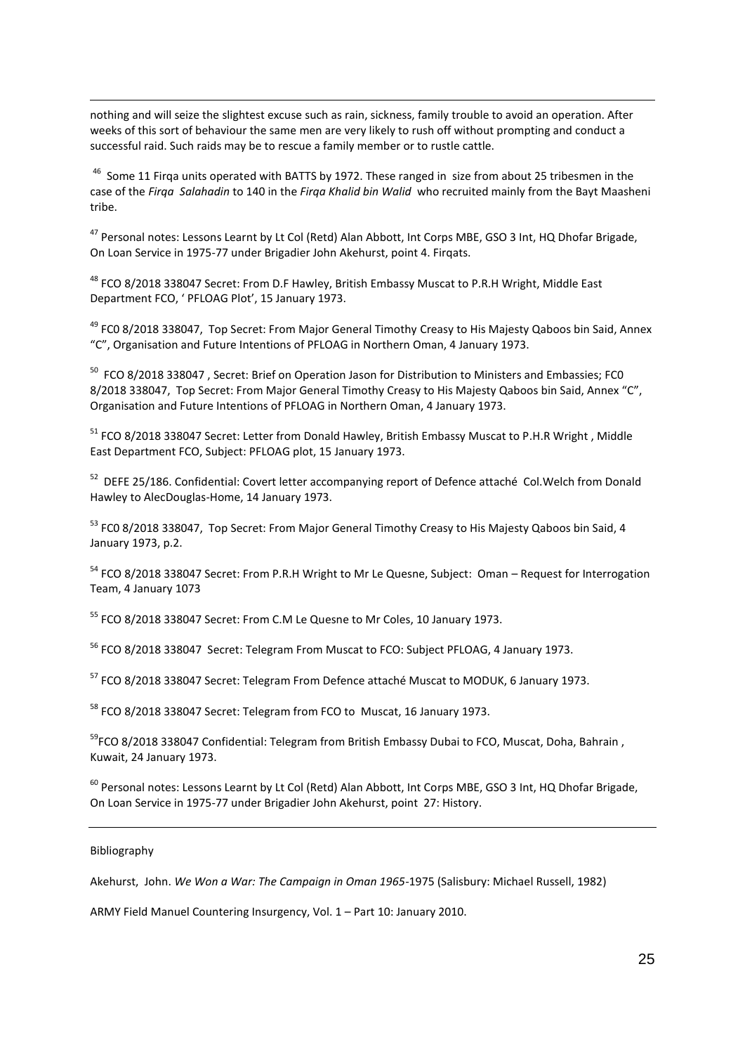nothing and will seize the slightest excuse such as rain, sickness, family trouble to avoid an operation. After weeks of this sort of behaviour the same men are very likely to rush off without prompting and conduct a successful raid. Such raids may be to rescue a family member or to rustle cattle.

[46] Some 11 Firqa units operated with BATTS by 1972. These ranged in size from about 25 tribesmen in the case of the *Firqa Salahadin* to 140 in the *Firqa Khalid bin Walid* who recruited mainly from the Bayt Maasheni tribe.

[47] Personal notes: Lessons Learnt by Lt Col (Retd) Alan Abbott, Int Corps MBE, GSO 3 Int, HQ Dhofar Brigade, On Loan Service in 1975-77 under Brigadier John Akehurst, point 4. Firqats.

[48] FCO 8/2018 338047 Secret: From D.F Hawley, British Embassy Muscat to P.R.H Wright, Middle East Department FCO, ' PFLOAG Plot', 15 January 1973.

[49] FC0 8/2018 338047, Top Secret: From Major General Timothy Creasy to His Majesty Qaboos bin Said, Annex "C", Organisation and Future Intentions of PFLOAG in Northern Oman, 4 January 1973.

[50] FCO 8/2018 338047 , Secret: Brief on Operation Jason for Distribution to Ministers and Embassies; FC0 8/2018 338047, Top Secret: From Major General Timothy Creasy to His Majesty Qaboos bin Said, Annex "C", Organisation and Future Intentions of PFLOAG in Northern Oman, 4 January 1973.

[51] FCO 8/2018 338047 Secret: Letter from Donald Hawley, British Embassy Muscat to P.H.R Wright , Middle East Department FCO, Subject: PFLOAG plot, 15 January 1973.

[52] DEFE 25/186. Confidential: Covert letter accompanying report of Defence attaché Col.Welch from Donald Hawley to AlecDouglas-Home, 14 January 1973.

[53] FC0 8/2018 338047, Top Secret: From Major General Timothy Creasy to His Majesty Qaboos bin Said, 4 January 1973, p.2.

[54] FCO 8/2018 338047 Secret: From P.R.H Wright to Mr Le Quesne, Subject: Oman – Request for Interrogation Team, 4 January 1073

[55] FCO 8/2018 338047 Secret: From C.M Le Quesne to Mr Coles, 10 January 1973.

[56] FCO 8/2018 338047 Secret: Telegram From Muscat to FCO: Subject PFLOAG, 4 January 1973.

[57] FCO 8/2018 338047 Secret: Telegram From Defence attaché Muscat to MODUK, 6 January 1973.

[58] FCO 8/2018 338047 Secret: Telegram from FCO to Muscat, 16 January 1973.

[59] FCO 8/2018 338047 Confidential: Telegram from British Embassy Dubai to FCO, Muscat, Doha, Bahrain , Kuwait, 24 January 1973.

[60] Personal notes: Lessons Learnt by Lt Col (Retd) Alan Abbott, Int Corps MBE, GSO 3 Int, HQ Dhofar Brigade, On Loan Service in 1975-77 under Brigadier John Akehurst, point 27: History.

---

Bibliography

Akehurst, John. *We Won a War: The Campaign in Oman 1965*-1975 (Salisbury: Michael Russell, 1982)

ARMY Field Manuel Countering Insurgency, Vol. 1 – Part 10: January 2010.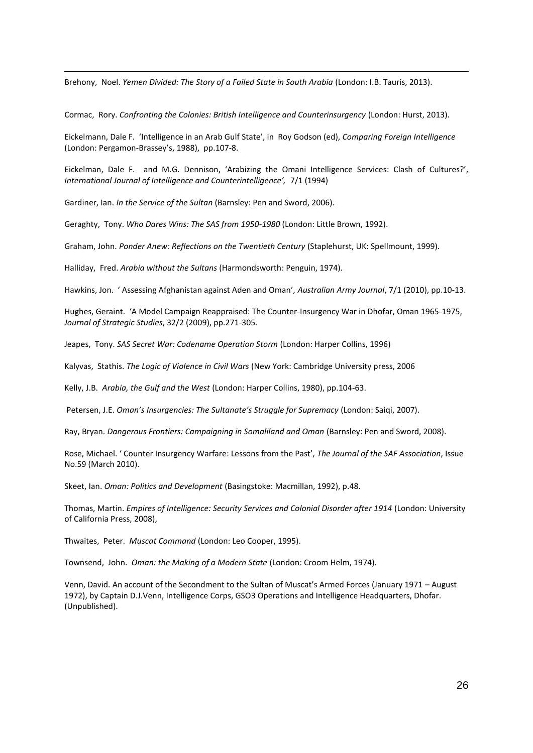Brehony, Noel. *Yemen Divided: The Story of a Failed State in South Arabia* (London: I.B. Tauris, 2013).

Cormac, Rory. *Confronting the Colonies: British Intelligence and Counterinsurgency* (London: Hurst, 2013).

Eickelmann, Dale F. 'Intelligence in an Arab Gulf State', in Roy Godson (ed), *Comparing Foreign Intelligence* (London: Pergamon-Brassey's, 1988), pp.107-8.

Eickelman, Dale F. and M.G. Dennison, 'Arabizing the Omani Intelligence Services: Clash of Cultures?', *International Journal of Intelligence and Counterintelligence',* 7/1 (1994)

Gardiner, Ian. *In the Service of the Sultan* (Barnsley: Pen and Sword, 2006).

Geraghty, Tony. *Who Dares Wins: The SAS from 1950-1980* (London: Little Brown, 1992).

Graham, John. *Ponder Anew: Reflections on the Twentieth Century* (Staplehurst, UK: Spellmount, 1999).

Halliday, Fred. *Arabia without the Sultans* (Harmondsworth: Penguin, 1974).

Hawkins, Jon. ' Assessing Afghanistan against Aden and Oman', *Australian Army Journal*, 7/1 (2010), pp.10-13.

Hughes, Geraint. 'A Model Campaign Reappraised: The Counter-Insurgency War in Dhofar, Oman 1965-1975, *Journal of Strategic Studies*, 32/2 (2009), pp.271-305.

Jeapes, Tony. *SAS Secret War: Codename Operation Storm* (London: Harper Collins, 1996)

Kalyvas, Stathis. *The Logic of Violence in Civil Wars* (New York: Cambridge University press, 2006

Kelly, J.B. *Arabia, the Gulf and the West* (London: Harper Collins, 1980), pp.104-63.

Petersen, J.E. *Oman's Insurgencies: The Sultanate's Struggle for Supremacy* (London: Saiqi, 2007).

Ray, Bryan. *Dangerous Frontiers: Campaigning in Somaliland and Oman* (Barnsley: Pen and Sword, 2008).

Rose, Michael. ' Counter Insurgency Warfare: Lessons from the Past', *The Journal of the SAF Association*, Issue No.59 (March 2010).

Skeet, Ian. *Oman: Politics and Development* (Basingstoke: Macmillan, 1992), p.48.

Thomas, Martin. *Empires of Intelligence: Security Services and Colonial Disorder after 1914* (London: University of California Press, 2008),

Thwaites, Peter. *Muscat Command* (London: Leo Cooper, 1995).

Townsend, John. *Oman: the Making of a Modern State* (London: Croom Helm, 1974).

Venn, David. An account of the Secondment to the Sultan of Muscat's Armed Forces (January 1971 – August 1972), by Captain D.J.Venn, Intelligence Corps, GSO3 Operations and Intelligence Headquarters, Dhofar. (Unpublished).